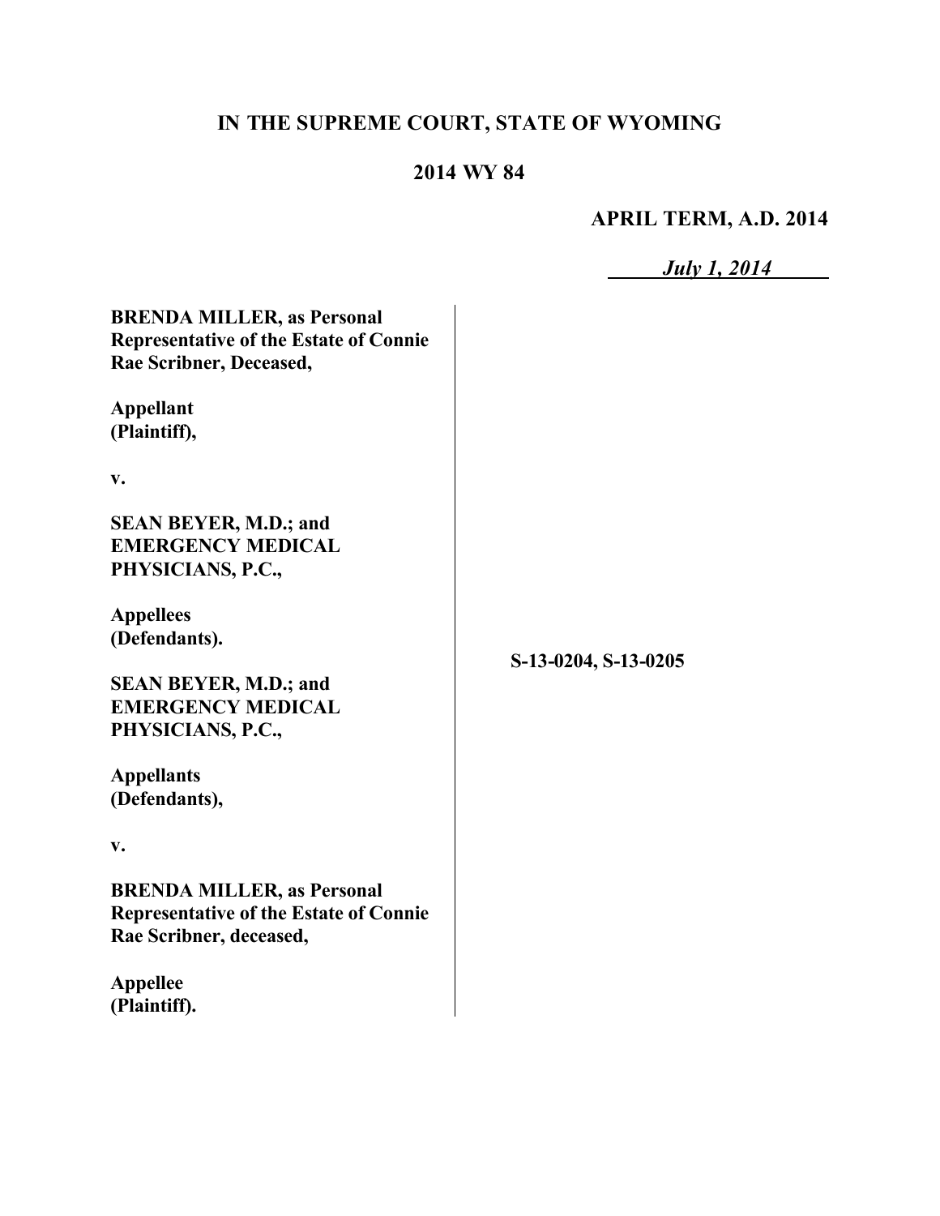**IN THE SUPREME COURT, STATE OF WYOMING**

**2014 WY 84**

**APRIL TERM, A.D. 2014**

***July 1, 2014***

**BRENDA MILLER, as Personal Representative of the Estate of Connie Rae Scribner, Deceased,**

**Appellant (Plaintiff),**

**v.**

**SEAN BEYER, M.D.; and EMERGENCY MEDICAL PHYSICIANS, P.C.,**

**Appellees (Defendants).**

**SEAN BEYER, M.D.; and EMERGENCY MEDICAL PHYSICIANS, P.C.,**

**Appellants (Defendants),**

**v.**

**BRENDA MILLER, as Personal Representative of the Estate of Connie Rae Scribner, deceased,**

**Appellee (Plaintiff).**

**S-13-0204, S-13-0205**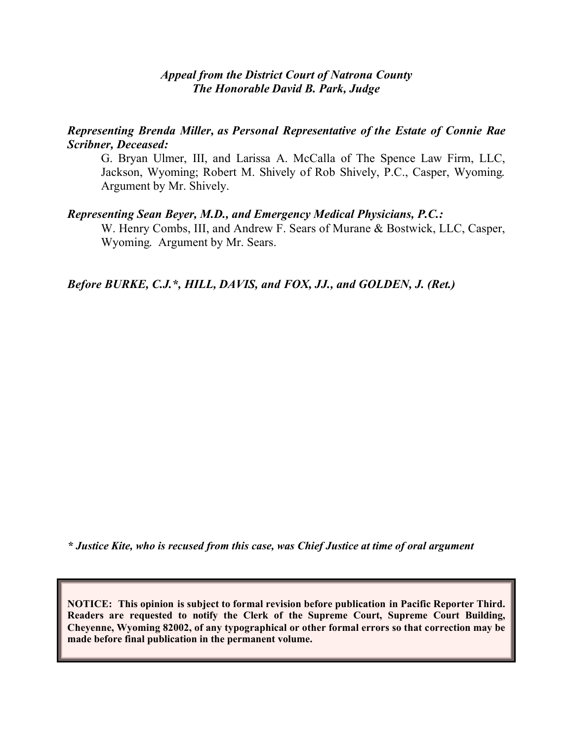*Appeal from the District Court of Natrona County*
*The Honorable David B. Park, Judge*

***Representing Brenda Miller, as Personal Representative of the Estate of Connie Rae Scribner, Deceased:***

G. Bryan Ulmer, III, and Larissa A. McCalla of The Spence Law Firm, LLC, Jackson, Wyoming; Robert M. Shively of Rob Shively, P.C., Casper, Wyoming. Argument by Mr. Shively.

***Representing Sean Beyer, M.D., and Emergency Medical Physicians, P.C.:***

W. Henry Combs, III, and Andrew F. Sears of Murane & Bostwick, LLC, Casper, Wyoming. Argument by Mr. Sears.

***Before BURKE, C.J.*, HILL, DAVIS, and FOX, JJ., and GOLDEN, J. (Ret.)***

***\* Justice Kite, who is recused from this case, was Chief Justice at time of oral argument***

**NOTICE: This opinion is subject to formal revision before publication in Pacific Reporter Third. Readers are requested to notify the Clerk of the Supreme Court, Supreme Court Building, Cheyenne, Wyoming 82002, of any typographical or other formal errors so that correction may be made before final publication in the permanent volume.**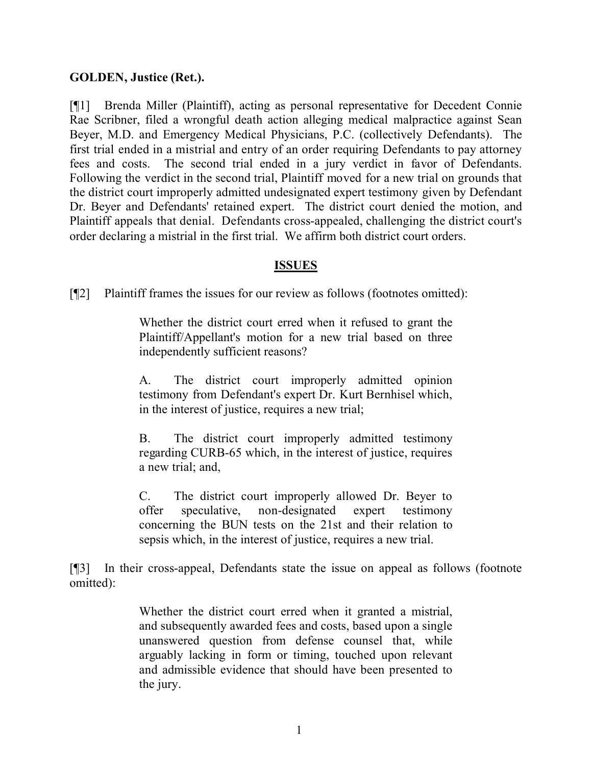**GOLDEN, Justice (Ret.).**

[¶1] Brenda Miller (Plaintiff), acting as personal representative for Decedent Connie Rae Scribner, filed a wrongful death action alleging medical malpractice against Sean Beyer, M.D. and Emergency Medical Physicians, P.C. (collectively Defendants). The first trial ended in a mistrial and entry of an order requiring Defendants to pay attorney fees and costs. The second trial ended in a jury verdict in favor of Defendants. Following the verdict in the second trial, Plaintiff moved for a new trial on grounds that the district court improperly admitted undesignated expert testimony given by Defendant Dr. Beyer and Defendants' retained expert. The district court denied the motion, and Plaintiff appeals that denial. Defendants cross-appealed, challenging the district court's order declaring a mistrial in the first trial. We affirm both district court orders.

## ISSUES

[¶2] Plaintiff frames the issues for our review as follows (footnotes omitted):

> Whether the district court erred when it refused to grant the Plaintiff/Appellant's motion for a new trial based on three independently sufficient reasons?
>
> A. The district court improperly admitted opinion testimony from Defendant's expert Dr. Kurt Bernhisel which, in the interest of justice, requires a new trial;
>
> B. The district court improperly admitted testimony regarding CURB-65 which, in the interest of justice, requires a new trial; and,
>
> C. The district court improperly allowed Dr. Beyer to offer speculative, non-designated expert testimony concerning the BUN tests on the 21st and their relation to sepsis which, in the interest of justice, requires a new trial.

[¶3] In their cross-appeal, Defendants state the issue on appeal as follows (footnote omitted):

> Whether the district court erred when it granted a mistrial, and subsequently awarded fees and costs, based upon a single unanswered question from defense counsel that, while arguably lacking in form or timing, touched upon relevant and admissible evidence that should have been presented to the jury.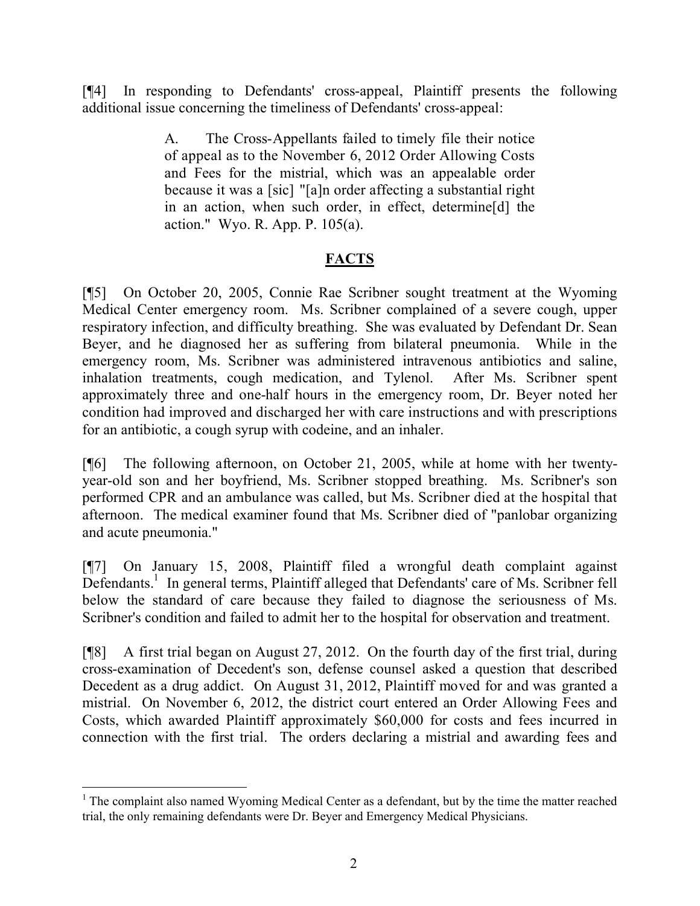[¶4] In responding to Defendants' cross-appeal, Plaintiff presents the following additional issue concerning the timeliness of Defendants' cross-appeal:

> A. The Cross-Appellants failed to timely file their notice of appeal as to the November 6, 2012 Order Allowing Costs and Fees for the mistrial, which was an appealable order because it was a [sic] "[a]n order affecting a substantial right in an action, when such order, in effect, determine[d] the action." Wyo. R. App. P. 105(a).

## FACTS

[¶5] On October 20, 2005, Connie Rae Scribner sought treatment at the Wyoming Medical Center emergency room. Ms. Scribner complained of a severe cough, upper respiratory infection, and difficulty breathing. She was evaluated by Defendant Dr. Sean Beyer, and he diagnosed her as suffering from bilateral pneumonia. While in the emergency room, Ms. Scribner was administered intravenous antibiotics and saline, inhalation treatments, cough medication, and Tylenol. After Ms. Scribner spent approximately three and one-half hours in the emergency room, Dr. Beyer noted her condition had improved and discharged her with care instructions and with prescriptions for an antibiotic, a cough syrup with codeine, and an inhaler.

[¶6] The following afternoon, on October 21, 2005, while at home with her twenty-year-old son and her boyfriend, Ms. Scribner stopped breathing. Ms. Scribner's son performed CPR and an ambulance was called, but Ms. Scribner died at the hospital that afternoon. The medical examiner found that Ms. Scribner died of "panlobar organizing and acute pneumonia."

[¶7] On January 15, 2008, Plaintiff filed a wrongful death complaint against Defendants.[1] In general terms, Plaintiff alleged that Defendants' care of Ms. Scribner fell below the standard of care because they failed to diagnose the seriousness of Ms. Scribner's condition and failed to admit her to the hospital for observation and treatment.

[¶8] A first trial began on August 27, 2012. On the fourth day of the first trial, during cross-examination of Decedent's son, defense counsel asked a question that described Decedent as a drug addict. On August 31, 2012, Plaintiff moved for and was granted a mistrial. On November 6, 2012, the district court entered an Order Allowing Fees and Costs, which awarded Plaintiff approximately $60,000 for costs and fees incurred in connection with the first trial. The orders declaring a mistrial and awarding fees and

---

[1] The complaint also named Wyoming Medical Center as a defendant, but by the time the matter reached trial, the only remaining defendants were Dr. Beyer and Emergency Medical Physicians.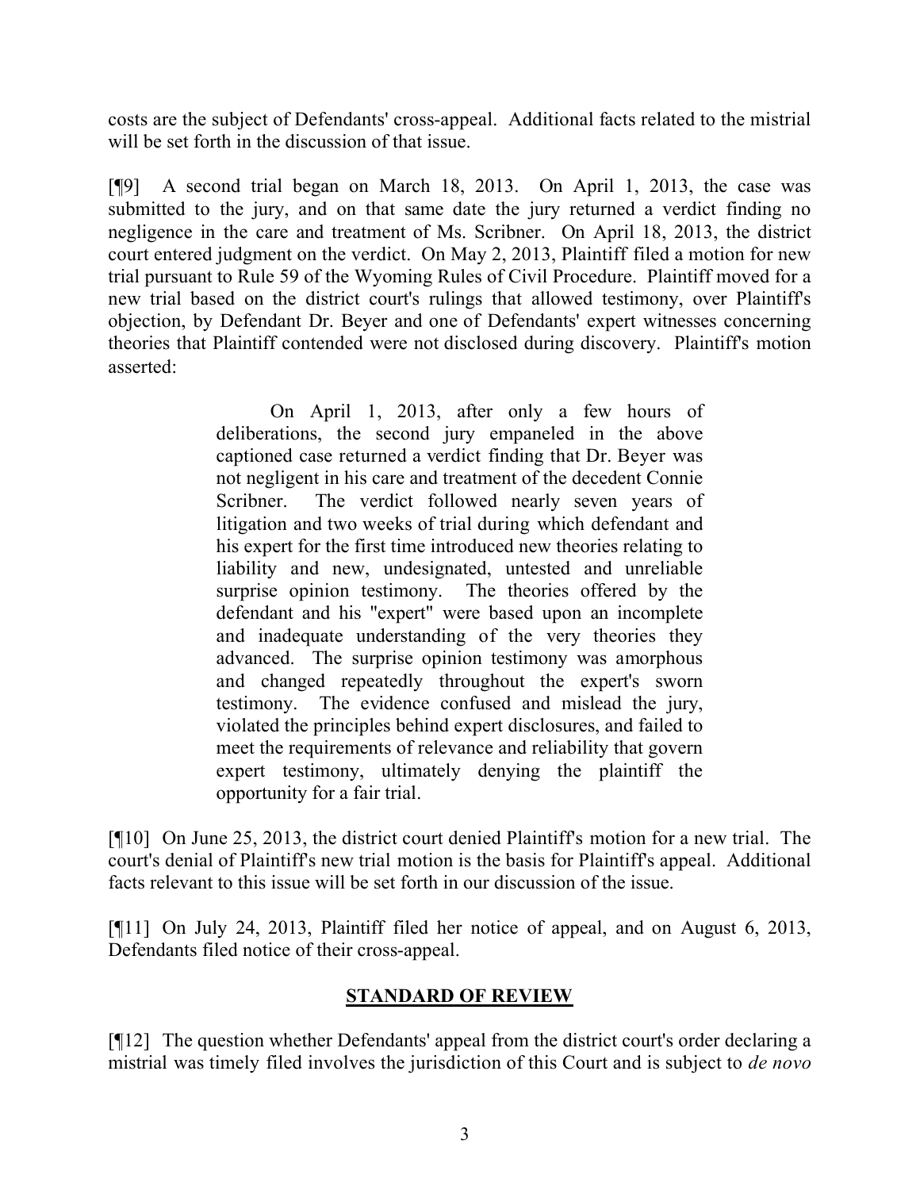costs are the subject of Defendants' cross-appeal. Additional facts related to the mistrial will be set forth in the discussion of that issue.

[¶9] A second trial began on March 18, 2013. On April 1, 2013, the case was submitted to the jury, and on that same date the jury returned a verdict finding no negligence in the care and treatment of Ms. Scribner. On April 18, 2013, the district court entered judgment on the verdict. On May 2, 2013, Plaintiff filed a motion for new trial pursuant to Rule 59 of the Wyoming Rules of Civil Procedure. Plaintiff moved for a new trial based on the district court's rulings that allowed testimony, over Plaintiff's objection, by Defendant Dr. Beyer and one of Defendants' expert witnesses concerning theories that Plaintiff contended were not disclosed during discovery. Plaintiff's motion asserted:

> On April 1, 2013, after only a few hours of deliberations, the second jury empaneled in the above captioned case returned a verdict finding that Dr. Beyer was not negligent in his care and treatment of the decedent Connie Scribner. The verdict followed nearly seven years of litigation and two weeks of trial during which defendant and his expert for the first time introduced new theories relating to liability and new, undesignated, untested and unreliable surprise opinion testimony. The theories offered by the defendant and his "expert" were based upon an incomplete and inadequate understanding of the very theories they advanced. The surprise opinion testimony was amorphous and changed repeatedly throughout the expert's sworn testimony. The evidence confused and mislead the jury, violated the principles behind expert disclosures, and failed to meet the requirements of relevance and reliability that govern expert testimony, ultimately denying the plaintiff the opportunity for a fair trial.

[¶10] On June 25, 2013, the district court denied Plaintiff's motion for a new trial. The court's denial of Plaintiff's new trial motion is the basis for Plaintiff's appeal. Additional facts relevant to this issue will be set forth in our discussion of the issue.

[¶11] On July 24, 2013, Plaintiff filed her notice of appeal, and on August 6, 2013, Defendants filed notice of their cross-appeal.

## STANDARD OF REVIEW

[¶12] The question whether Defendants' appeal from the district court's order declaring a mistrial was timely filed involves the jurisdiction of this Court and is subject to *de novo*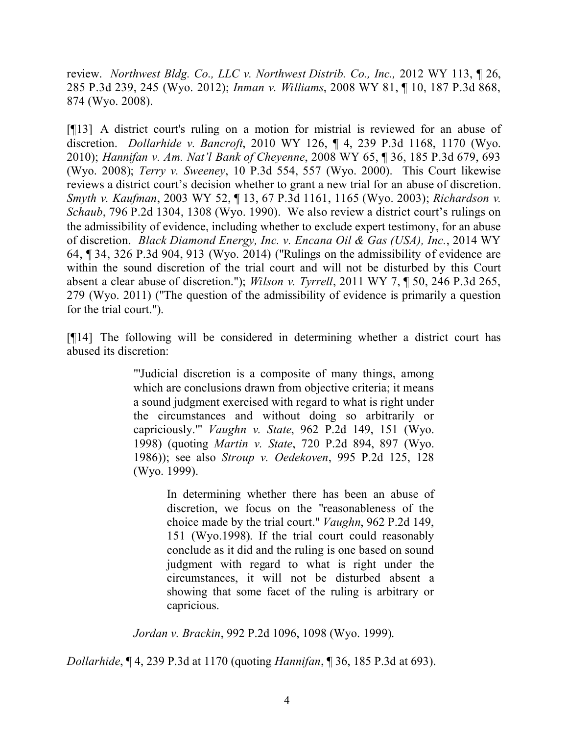review. *Northwest Bldg. Co., LLC v. Northwest Distrib. Co., Inc.,* 2012 WY 113, ¶ 26, 285 P.3d 239, 245 (Wyo. 2012); *Inman v. Williams*, 2008 WY 81, ¶ 10, 187 P.3d 868, 874 (Wyo. 2008).

[¶13] A district court's ruling on a motion for mistrial is reviewed for an abuse of discretion. *Dollarhide v. Bancroft*, 2010 WY 126, ¶ 4, 239 P.3d 1168, 1170 (Wyo. 2010); *Hannifan v. Am. Nat'l Bank of Cheyenne*, 2008 WY 65, ¶ 36, 185 P.3d 679, 693 (Wyo. 2008); *Terry v. Sweeney*, 10 P.3d 554, 557 (Wyo. 2000). This Court likewise reviews a district court's decision whether to grant a new trial for an abuse of discretion. *Smyth v. Kaufman*, 2003 WY 52, ¶ 13, 67 P.3d 1161, 1165 (Wyo. 2003); *Richardson v. Schaub*, 796 P.2d 1304, 1308 (Wyo. 1990). We also review a district court's rulings on the admissibility of evidence, including whether to exclude expert testimony, for an abuse of discretion. *Black Diamond Energy, Inc. v. Encana Oil & Gas (USA), Inc.*, 2014 WY 64, ¶ 34, 326 P.3d 904, 913 (Wyo. 2014) ("Rulings on the admissibility of evidence are within the sound discretion of the trial court and will not be disturbed by this Court absent a clear abuse of discretion."); *Wilson v. Tyrrell*, 2011 WY 7, ¶ 50, 246 P.3d 265, 279 (Wyo. 2011) ("The question of the admissibility of evidence is primarily a question for the trial court.").

[¶14] The following will be considered in determining whether a district court has abused its discretion:

> "'Judicial discretion is a composite of many things, among which are conclusions drawn from objective criteria; it means a sound judgment exercised with regard to what is right under the circumstances and without doing so arbitrarily or capriciously.'" *Vaughn v. State*, 962 P.2d 149, 151 (Wyo. 1998) (quoting *Martin v. State*, 720 P.2d 894, 897 (Wyo. 1986)); see also *Stroup v. Oedekoven*, 995 P.2d 125, 128 (Wyo. 1999).
>
> > In determining whether there has been an abuse of discretion, we focus on the "reasonableness of the choice made by the trial court." *Vaughn*, 962 P.2d 149, 151 (Wyo.1998). If the trial court could reasonably conclude as it did and the ruling is one based on sound judgment with regard to what is right under the circumstances, it will not be disturbed absent a showing that some facet of the ruling is arbitrary or capricious.
>
> *Jordan v. Brackin*, 992 P.2d 1096, 1098 (Wyo. 1999).

*Dollarhide*, ¶ 4, 239 P.3d at 1170 (quoting *Hannifan*, ¶ 36, 185 P.3d at 693).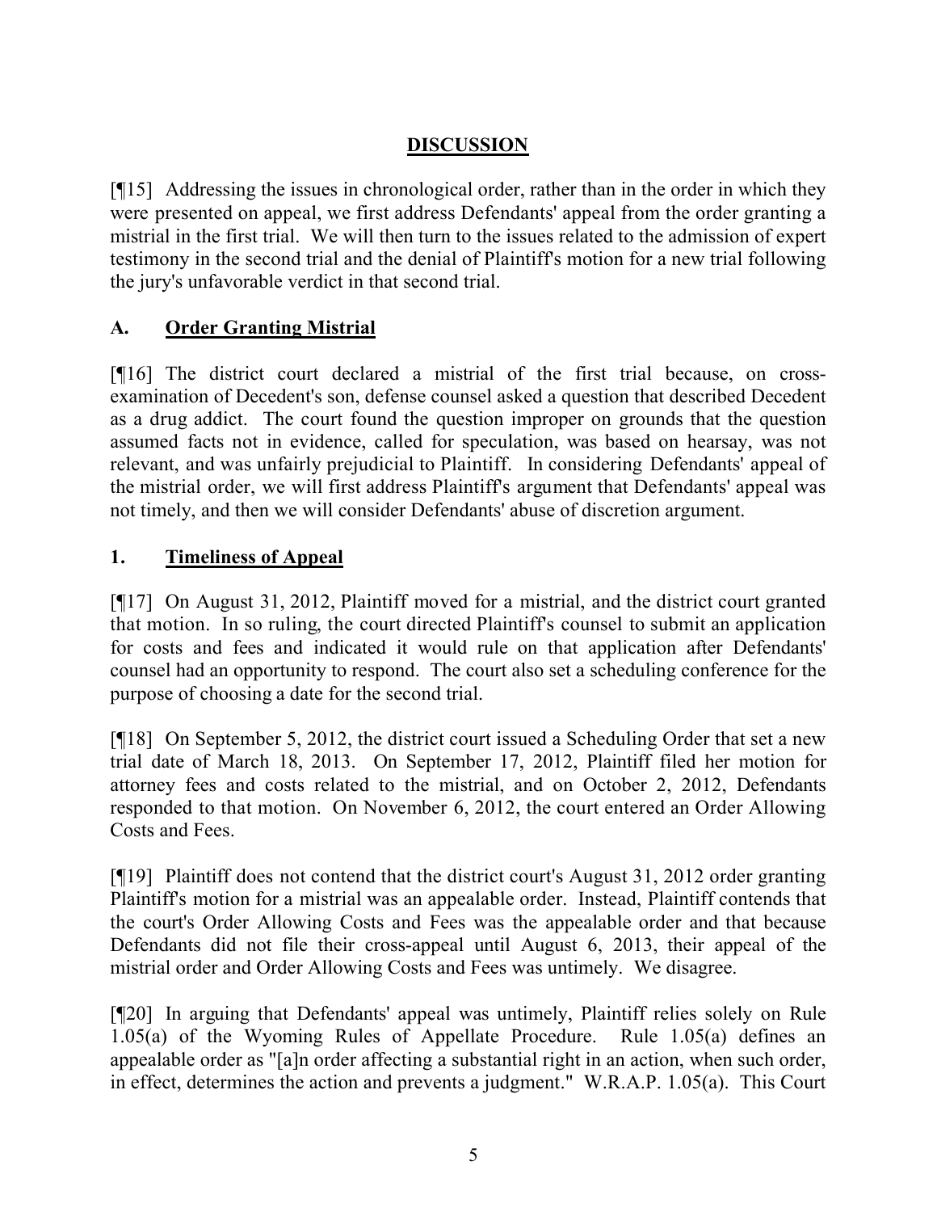## DISCUSSION

[¶15] Addressing the issues in chronological order, rather than in the order in which they were presented on appeal, we first address Defendants' appeal from the order granting a mistrial in the first trial. We will then turn to the issues related to the admission of expert testimony in the second trial and the denial of Plaintiff's motion for a new trial following the jury's unfavorable verdict in that second trial.

### A. Order Granting Mistrial

[¶16] The district court declared a mistrial of the first trial because, on cross-examination of Decedent's son, defense counsel asked a question that described Decedent as a drug addict. The court found the question improper on grounds that the question assumed facts not in evidence, called for speculation, was based on hearsay, was not relevant, and was unfairly prejudicial to Plaintiff. In considering Defendants' appeal of the mistrial order, we will first address Plaintiff's argument that Defendants' appeal was not timely, and then we will consider Defendants' abuse of discretion argument.

#### 1. Timeliness of Appeal

[¶17] On August 31, 2012, Plaintiff moved for a mistrial, and the district court granted that motion. In so ruling, the court directed Plaintiff's counsel to submit an application for costs and fees and indicated it would rule on that application after Defendants' counsel had an opportunity to respond. The court also set a scheduling conference for the purpose of choosing a date for the second trial.

[¶18] On September 5, 2012, the district court issued a Scheduling Order that set a new trial date of March 18, 2013. On September 17, 2012, Plaintiff filed her motion for attorney fees and costs related to the mistrial, and on October 2, 2012, Defendants responded to that motion. On November 6, 2012, the court entered an Order Allowing Costs and Fees.

[¶19] Plaintiff does not contend that the district court's August 31, 2012 order granting Plaintiff's motion for a mistrial was an appealable order. Instead, Plaintiff contends that the court's Order Allowing Costs and Fees was the appealable order and that because Defendants did not file their cross-appeal until August 6, 2013, their appeal of the mistrial order and Order Allowing Costs and Fees was untimely. We disagree.

[¶20] In arguing that Defendants' appeal was untimely, Plaintiff relies solely on Rule 1.05(a) of the Wyoming Rules of Appellate Procedure. Rule 1.05(a) defines an appealable order as "[a]n order affecting a substantial right in an action, when such order, in effect, determines the action and prevents a judgment." W.R.A.P. 1.05(a). This Court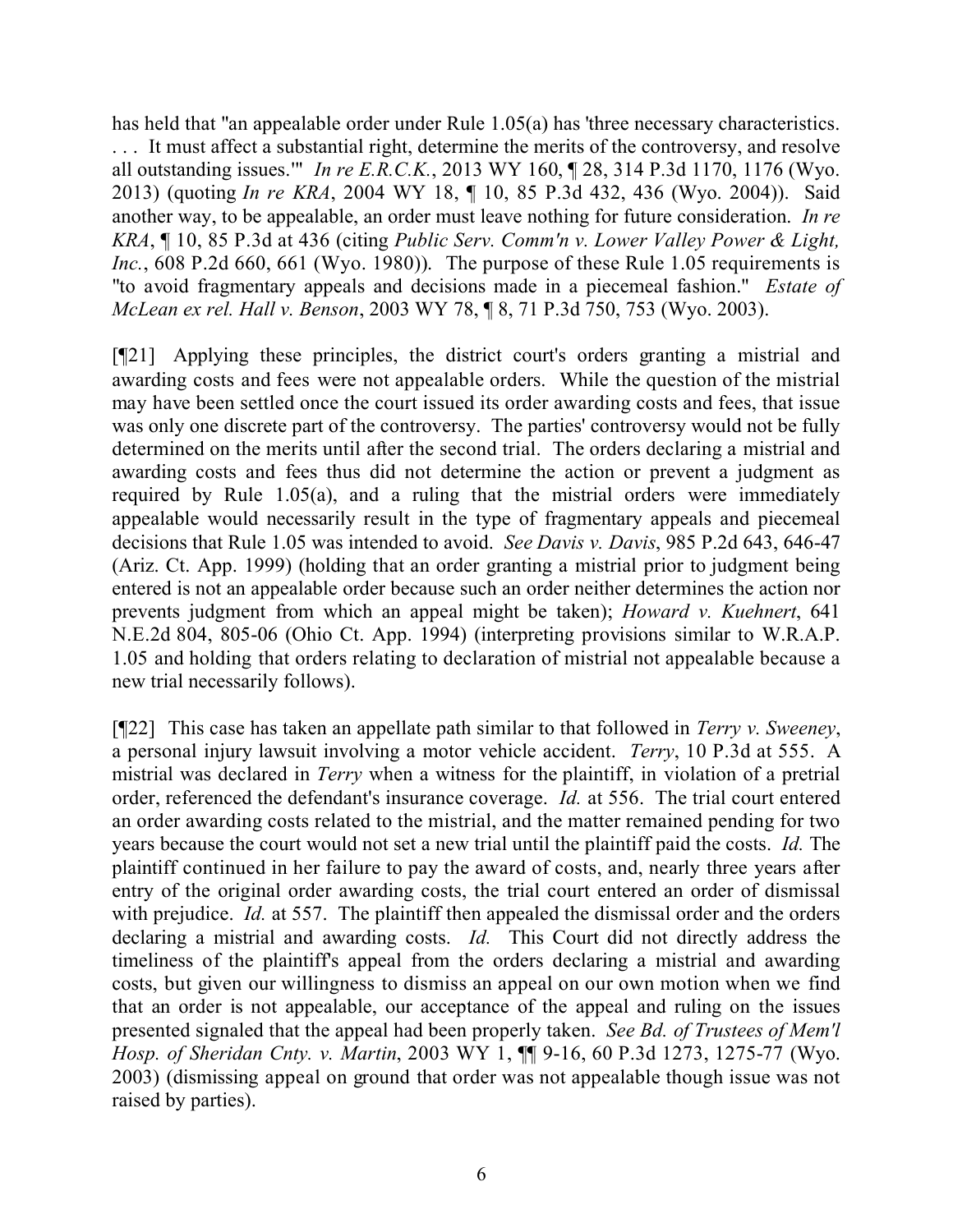has held that "an appealable order under Rule 1.05(a) has 'three necessary characteristics. . . . It must affect a substantial right, determine the merits of the controversy, and resolve all outstanding issues.'" *In re E.R.C.K.*, 2013 WY 160, ¶ 28, 314 P.3d 1170, 1176 (Wyo. 2013) (quoting *In re KRA*, 2004 WY 18, ¶ 10, 85 P.3d 432, 436 (Wyo. 2004)). Said another way, to be appealable, an order must leave nothing for future consideration. *In re KRA*, ¶ 10, 85 P.3d at 436 (citing *Public Serv. Comm'n v. Lower Valley Power & Light, Inc.*, 608 P.2d 660, 661 (Wyo. 1980)). The purpose of these Rule 1.05 requirements is "to avoid fragmentary appeals and decisions made in a piecemeal fashion." *Estate of McLean ex rel. Hall v. Benson*, 2003 WY 78, ¶ 8, 71 P.3d 750, 753 (Wyo. 2003).

[¶21] Applying these principles, the district court's orders granting a mistrial and awarding costs and fees were not appealable orders. While the question of the mistrial may have been settled once the court issued its order awarding costs and fees, that issue was only one discrete part of the controversy. The parties' controversy would not be fully determined on the merits until after the second trial. The orders declaring a mistrial and awarding costs and fees thus did not determine the action or prevent a judgment as required by Rule 1.05(a), and a ruling that the mistrial orders were immediately appealable would necessarily result in the type of fragmentary appeals and piecemeal decisions that Rule 1.05 was intended to avoid. *See Davis v. Davis*, 985 P.2d 643, 646-47 (Ariz. Ct. App. 1999) (holding that an order granting a mistrial prior to judgment being entered is not an appealable order because such an order neither determines the action nor prevents judgment from which an appeal might be taken); *Howard v. Kuehnert*, 641 N.E.2d 804, 805-06 (Ohio Ct. App. 1994) (interpreting provisions similar to W.R.A.P. 1.05 and holding that orders relating to declaration of mistrial not appealable because a new trial necessarily follows).

[¶22] This case has taken an appellate path similar to that followed in *Terry v. Sweeney*, a personal injury lawsuit involving a motor vehicle accident. *Terry*, 10 P.3d at 555. A mistrial was declared in *Terry* when a witness for the plaintiff, in violation of a pretrial order, referenced the defendant's insurance coverage. *Id.* at 556. The trial court entered an order awarding costs related to the mistrial, and the matter remained pending for two years because the court would not set a new trial until the plaintiff paid the costs. *Id.* The plaintiff continued in her failure to pay the award of costs, and, nearly three years after entry of the original order awarding costs, the trial court entered an order of dismissal with prejudice. *Id.* at 557. The plaintiff then appealed the dismissal order and the orders declaring a mistrial and awarding costs. *Id.* This Court did not directly address the timeliness of the plaintiff's appeal from the orders declaring a mistrial and awarding costs, but given our willingness to dismiss an appeal on our own motion when we find that an order is not appealable, our acceptance of the appeal and ruling on the issues presented signaled that the appeal had been properly taken. *See Bd. of Trustees of Mem'l Hosp. of Sheridan Cnty. v. Martin*, 2003 WY 1, ¶¶ 9-16, 60 P.3d 1273, 1275-77 (Wyo. 2003) (dismissing appeal on ground that order was not appealable though issue was not raised by parties).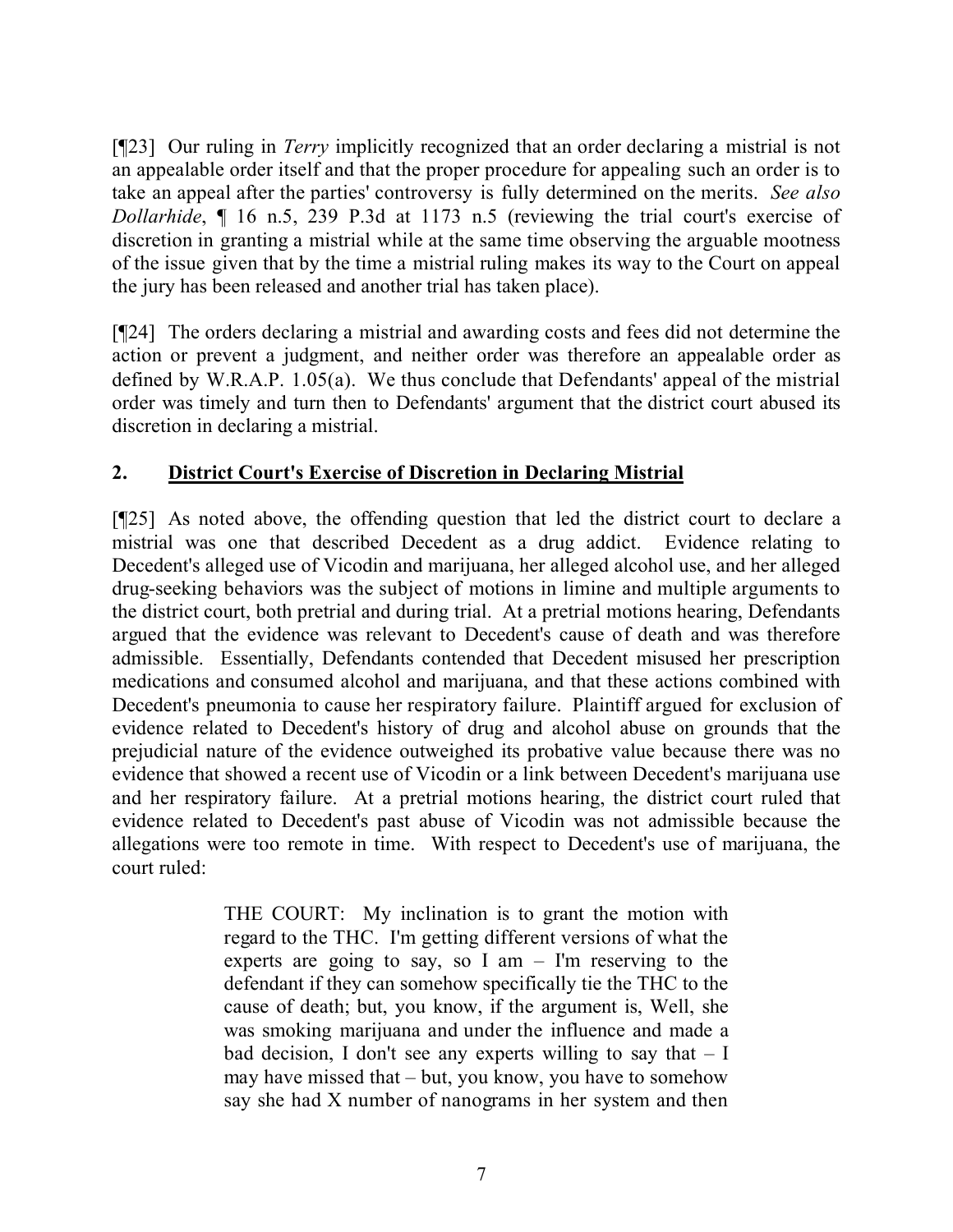[¶23] Our ruling in *Terry* implicitly recognized that an order declaring a mistrial is not an appealable order itself and that the proper procedure for appealing such an order is to take an appeal after the parties' controversy is fully determined on the merits. *See also Dollarhide*, ¶ 16 n.5, 239 P.3d at 1173 n.5 (reviewing the trial court's exercise of discretion in granting a mistrial while at the same time observing the arguable mootness of the issue given that by the time a mistrial ruling makes its way to the Court on appeal the jury has been released and another trial has taken place).

[¶24] The orders declaring a mistrial and awarding costs and fees did not determine the action or prevent a judgment, and neither order was therefore an appealable order as defined by W.R.A.P. 1.05(a). We thus conclude that Defendants' appeal of the mistrial order was timely and turn then to Defendants' argument that the district court abused its discretion in declaring a mistrial.

## 2. **District Court's Exercise of Discretion in Declaring Mistrial**

[¶25] As noted above, the offending question that led the district court to declare a mistrial was one that described Decedent as a drug addict. Evidence relating to Decedent's alleged use of Vicodin and marijuana, her alleged alcohol use, and her alleged drug-seeking behaviors was the subject of motions in limine and multiple arguments to the district court, both pretrial and during trial. At a pretrial motions hearing, Defendants argued that the evidence was relevant to Decedent's cause of death and was therefore admissible. Essentially, Defendants contended that Decedent misused her prescription medications and consumed alcohol and marijuana, and that these actions combined with Decedent's pneumonia to cause her respiratory failure. Plaintiff argued for exclusion of evidence related to Decedent's history of drug and alcohol abuse on grounds that the prejudicial nature of the evidence outweighed its probative value because there was no evidence that showed a recent use of Vicodin or a link between Decedent's marijuana use and her respiratory failure. At a pretrial motions hearing, the district court ruled that evidence related to Decedent's past abuse of Vicodin was not admissible because the allegations were too remote in time. With respect to Decedent's use of marijuana, the court ruled:

> THE COURT: My inclination is to grant the motion with regard to the THC. I'm getting different versions of what the experts are going to say, so I am – I'm reserving to the defendant if they can somehow specifically tie the THC to the cause of death; but, you know, if the argument is, Well, she was smoking marijuana and under the influence and made a bad decision, I don't see any experts willing to say that – I may have missed that – but, you know, you have to somehow say she had X number of nanograms in her system and then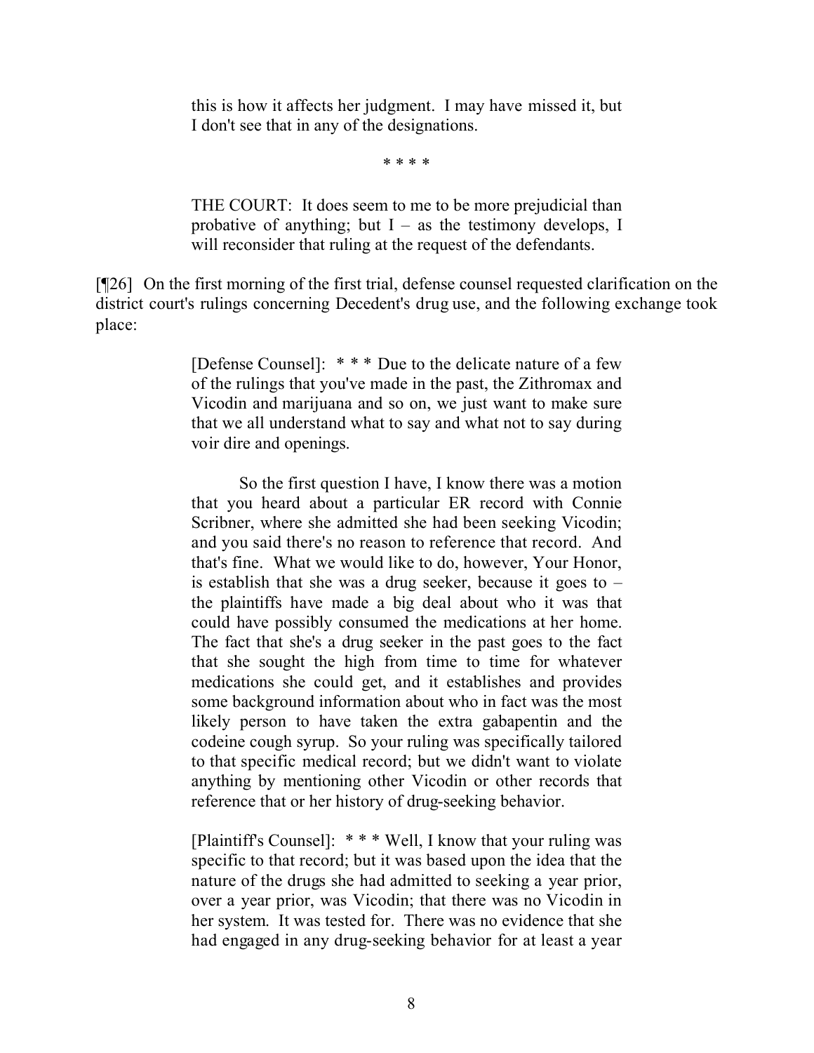this is how it affects her judgment. I may have missed it, but I don't see that in any of the designations.

\* \* \* \*

THE COURT: It does seem to me to be more prejudicial than probative of anything; but I – as the testimony develops, I will reconsider that ruling at the request of the defendants.

[¶26] On the first morning of the first trial, defense counsel requested clarification on the district court's rulings concerning Decedent's drug use, and the following exchange took place:

> [Defense Counsel]: \* \* \* Due to the delicate nature of a few of the rulings that you've made in the past, the Zithromax and Vicodin and marijuana and so on, we just want to make sure that we all understand what to say and what not to say during voir dire and openings.
>
> So the first question I have, I know there was a motion that you heard about a particular ER record with Connie Scribner, where she admitted she had been seeking Vicodin; and you said there's no reason to reference that record. And that's fine. What we would like to do, however, Your Honor, is establish that she was a drug seeker, because it goes to – the plaintiffs have made a big deal about who it was that could have possibly consumed the medications at her home. The fact that she's a drug seeker in the past goes to the fact that she sought the high from time to time for whatever medications she could get, and it establishes and provides some background information about who in fact was the most likely person to have taken the extra gabapentin and the codeine cough syrup. So your ruling was specifically tailored to that specific medical record; but we didn't want to violate anything by mentioning other Vicodin or other records that reference that or her history of drug-seeking behavior.
>
> [Plaintiff's Counsel]: \* \* \* Well, I know that your ruling was specific to that record; but it was based upon the idea that the nature of the drugs she had admitted to seeking a year prior, over a year prior, was Vicodin; that there was no Vicodin in her system. It was tested for. There was no evidence that she had engaged in any drug-seeking behavior for at least a year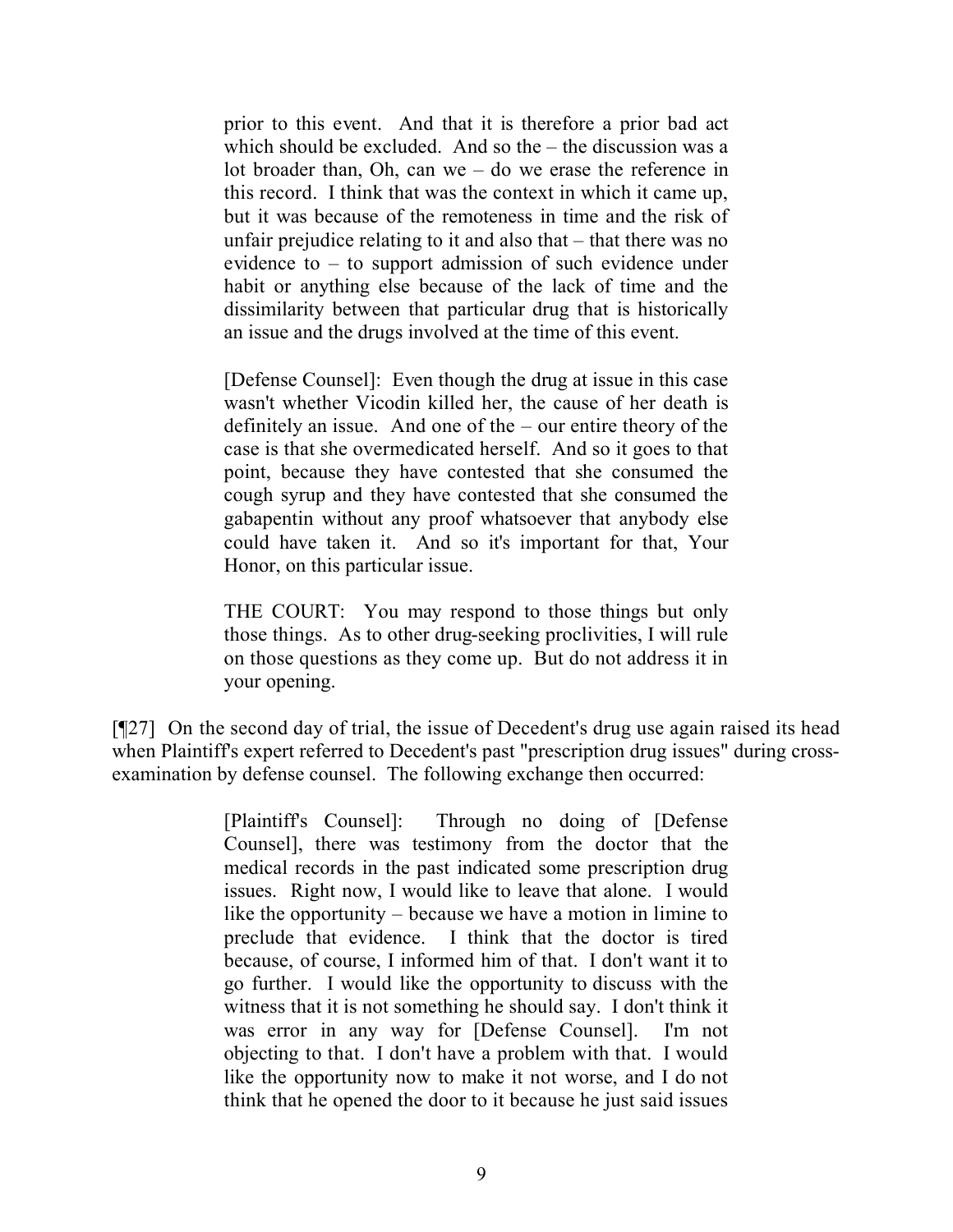prior to this event. And that it is therefore a prior bad act which should be excluded. And so the – the discussion was a lot broader than, Oh, can we – do we erase the reference in this record. I think that was the context in which it came up, but it was because of the remoteness in time and the risk of unfair prejudice relating to it and also that – that there was no evidence to – to support admission of such evidence under habit or anything else because of the lack of time and the dissimilarity between that particular drug that is historically an issue and the drugs involved at the time of this event.

> [Defense Counsel]: Even though the drug at issue in this case wasn't whether Vicodin killed her, the cause of her death is definitely an issue. And one of the – our entire theory of the case is that she overmedicated herself. And so it goes to that point, because they have contested that she consumed the cough syrup and they have contested that she consumed the gabapentin without any proof whatsoever that anybody else could have taken it. And so it's important for that, Your Honor, on this particular issue.
>
> THE COURT: You may respond to those things but only those things. As to other drug-seeking proclivities, I will rule on those questions as they come up. But do not address it in your opening.

[¶27] On the second day of trial, the issue of Decedent's drug use again raised its head when Plaintiff's expert referred to Decedent's past "prescription drug issues" during cross-examination by defense counsel. The following exchange then occurred:

> [Plaintiff's Counsel]: Through no doing of [Defense Counsel], there was testimony from the doctor that the medical records in the past indicated some prescription drug issues. Right now, I would like to leave that alone. I would like the opportunity – because we have a motion in limine to preclude that evidence. I think that the doctor is tired because, of course, I informed him of that. I don't want it to go further. I would like the opportunity to discuss with the witness that it is not something he should say. I don't think it was error in any way for [Defense Counsel]. I'm not objecting to that. I don't have a problem with that. I would like the opportunity now to make it not worse, and I do not think that he opened the door to it because he just said issues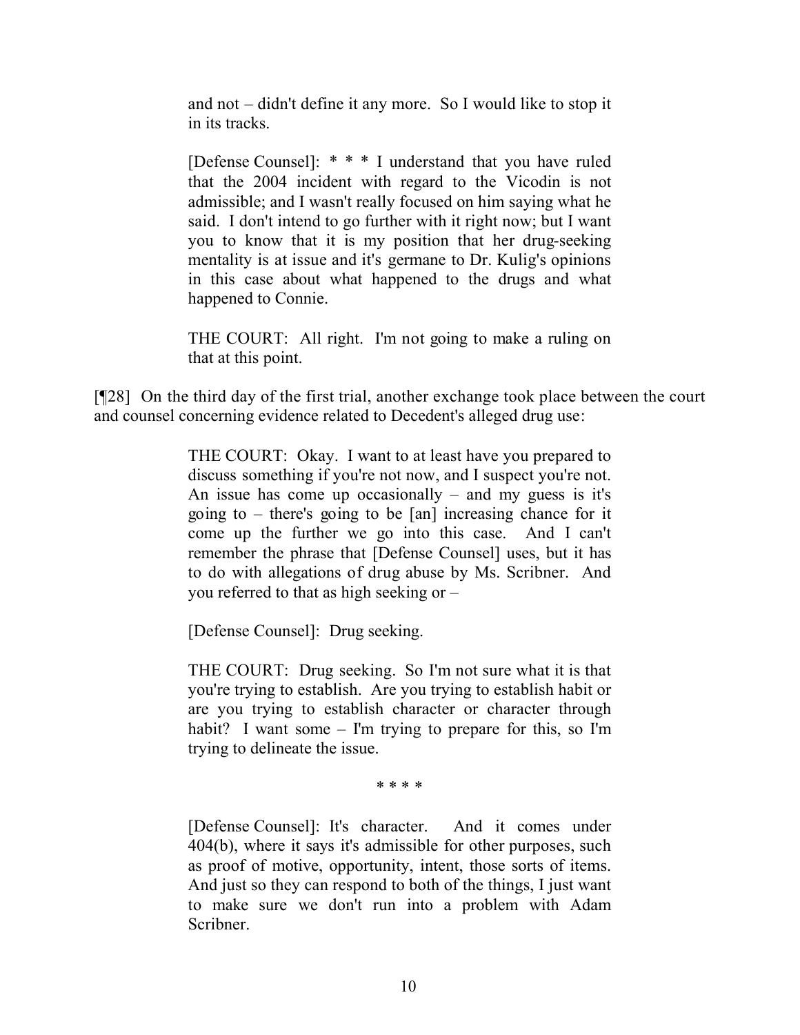> and not – didn't define it any more. So I would like to stop it in its tracks.
>
> [Defense Counsel]: * * * I understand that you have ruled that the 2004 incident with regard to the Vicodin is not admissible; and I wasn't really focused on him saying what he said. I don't intend to go further with it right now; but I want you to know that it is my position that her drug-seeking mentality is at issue and it's germane to Dr. Kulig's opinions in this case about what happened to the drugs and what happened to Connie.
>
> THE COURT: All right. I'm not going to make a ruling on that at this point.

[¶28] On the third day of the first trial, another exchange took place between the court and counsel concerning evidence related to Decedent's alleged drug use:

> THE COURT: Okay. I want to at least have you prepared to discuss something if you're not now, and I suspect you're not. An issue has come up occasionally – and my guess is it's going to – there's going to be [an] increasing chance for it come up the further we go into this case. And I can't remember the phrase that [Defense Counsel] uses, but it has to do with allegations of drug abuse by Ms. Scribner. And you referred to that as high seeking or –
>
> [Defense Counsel]: Drug seeking.
>
> THE COURT: Drug seeking. So I'm not sure what it is that you're trying to establish. Are you trying to establish habit or are you trying to establish character or character through habit? I want some – I'm trying to prepare for this, so I'm trying to delineate the issue.
>
> * * * *
>
> [Defense Counsel]: It's character. And it comes under 404(b), where it says it's admissible for other purposes, such as proof of motive, opportunity, intent, those sorts of items. And just so they can respond to both of the things, I just want to make sure we don't run into a problem with Adam Scribner.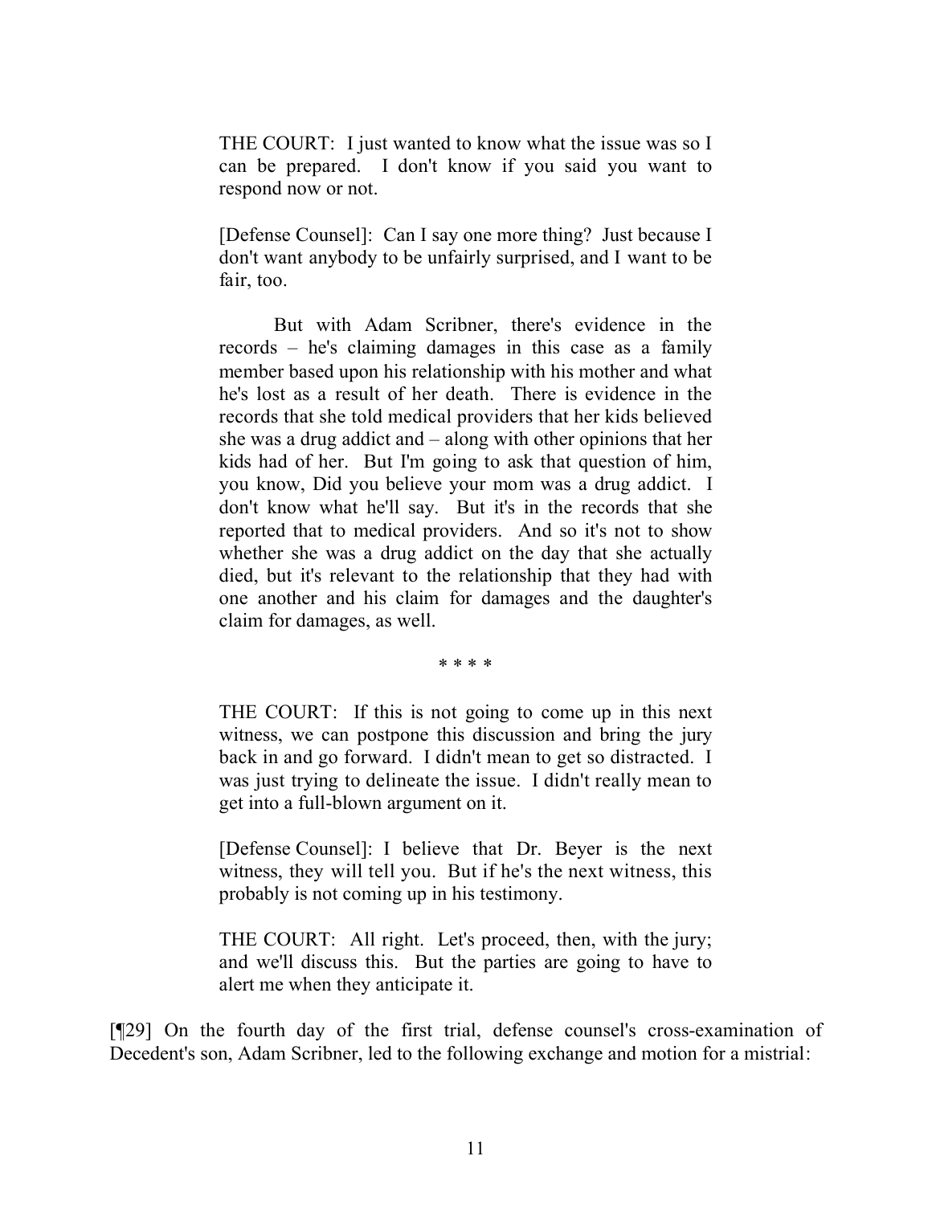> THE COURT: I just wanted to know what the issue was so I can be prepared. I don't know if you said you want to respond now or not.
>
> [Defense Counsel]: Can I say one more thing? Just because I don't want anybody to be unfairly surprised, and I want to be fair, too.
>
> But with Adam Scribner, there's evidence in the records – he's claiming damages in this case as a family member based upon his relationship with his mother and what he's lost as a result of her death. There is evidence in the records that she told medical providers that her kids believed she was a drug addict and – along with other opinions that her kids had of her. But I'm going to ask that question of him, you know, Did you believe your mom was a drug addict. I don't know what he'll say. But it's in the records that she reported that to medical providers. And so it's not to show whether she was a drug addict on the day that she actually died, but it's relevant to the relationship that they had with one another and his claim for damages and the daughter's claim for damages, as well.
>
> \* \* \* \*
>
> THE COURT: If this is not going to come up in this next witness, we can postpone this discussion and bring the jury back in and go forward. I didn't mean to get so distracted. I was just trying to delineate the issue. I didn't really mean to get into a full-blown argument on it.
>
> [Defense Counsel]: I believe that Dr. Beyer is the next witness, they will tell you. But if he's the next witness, this probably is not coming up in his testimony.
>
> THE COURT: All right. Let's proceed, then, with the jury; and we'll discuss this. But the parties are going to have to alert me when they anticipate it.

[¶29] On the fourth day of the first trial, defense counsel's cross-examination of Decedent's son, Adam Scribner, led to the following exchange and motion for a mistrial: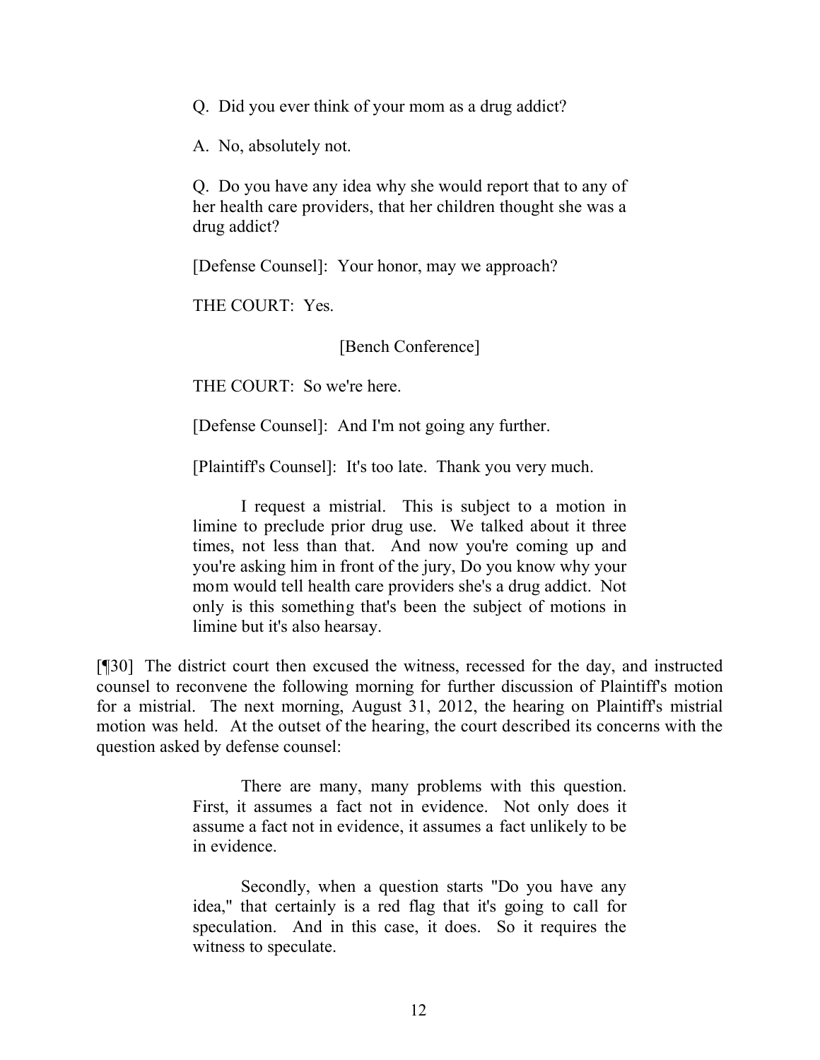> Q. Did you ever think of your mom as a drug addict?
>
> A. No, absolutely not.
>
> Q. Do you have any idea why she would report that to any of her health care providers, that her children thought she was a drug addict?
>
> [Defense Counsel]: Your honor, may we approach?
>
> THE COURT: Yes.
>
> [Bench Conference]
>
> THE COURT: So we're here.
>
> [Defense Counsel]: And I'm not going any further.
>
> [Plaintiff's Counsel]: It's too late. Thank you very much.
>
> I request a mistrial. This is subject to a motion in limine to preclude prior drug use. We talked about it three times, not less than that. And now you're coming up and you're asking him in front of the jury, Do you know why your mom would tell health care providers she's a drug addict. Not only is this something that's been the subject of motions in limine but it's also hearsay.

[¶30] The district court then excused the witness, recessed for the day, and instructed counsel to reconvene the following morning for further discussion of Plaintiff's motion for a mistrial. The next morning, August 31, 2012, the hearing on Plaintiff's mistrial motion was held. At the outset of the hearing, the court described its concerns with the question asked by defense counsel:

> There are many, many problems with this question. First, it assumes a fact not in evidence. Not only does it assume a fact not in evidence, it assumes a fact unlikely to be in evidence.
>
> Secondly, when a question starts "Do you have any idea," that certainly is a red flag that it's going to call for speculation. And in this case, it does. So it requires the witness to speculate.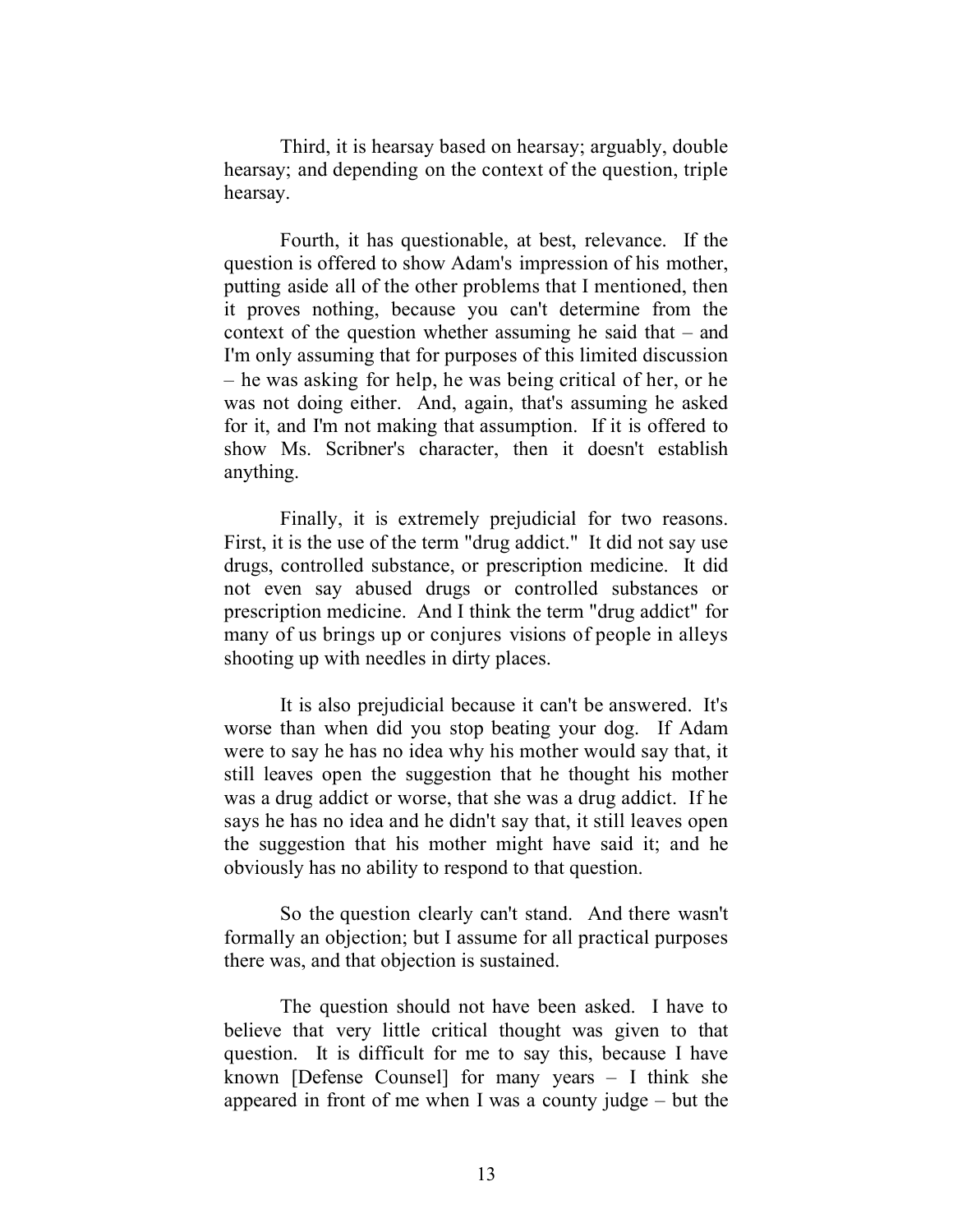Third, it is hearsay based on hearsay; arguably, double hearsay; and depending on the context of the question, triple hearsay.

Fourth, it has questionable, at best, relevance. If the question is offered to show Adam's impression of his mother, putting aside all of the other problems that I mentioned, then it proves nothing, because you can't determine from the context of the question whether assuming he said that – and I'm only assuming that for purposes of this limited discussion – he was asking for help, he was being critical of her, or he was not doing either. And, again, that's assuming he asked for it, and I'm not making that assumption. If it is offered to show Ms. Scribner's character, then it doesn't establish anything.

Finally, it is extremely prejudicial for two reasons. First, it is the use of the term "drug addict." It did not say use drugs, controlled substance, or prescription medicine. It did not even say abused drugs or controlled substances or prescription medicine. And I think the term "drug addict" for many of us brings up or conjures visions of people in alleys shooting up with needles in dirty places.

It is also prejudicial because it can't be answered. It's worse than when did you stop beating your dog. If Adam were to say he has no idea why his mother would say that, it still leaves open the suggestion that he thought his mother was a drug addict or worse, that she was a drug addict. If he says he has no idea and he didn't say that, it still leaves open the suggestion that his mother might have said it; and he obviously has no ability to respond to that question.

So the question clearly can't stand. And there wasn't formally an objection; but I assume for all practical purposes there was, and that objection is sustained.

The question should not have been asked. I have to believe that very little critical thought was given to that question. It is difficult for me to say this, because I have known [Defense Counsel] for many years – I think she appeared in front of me when I was a county judge – but the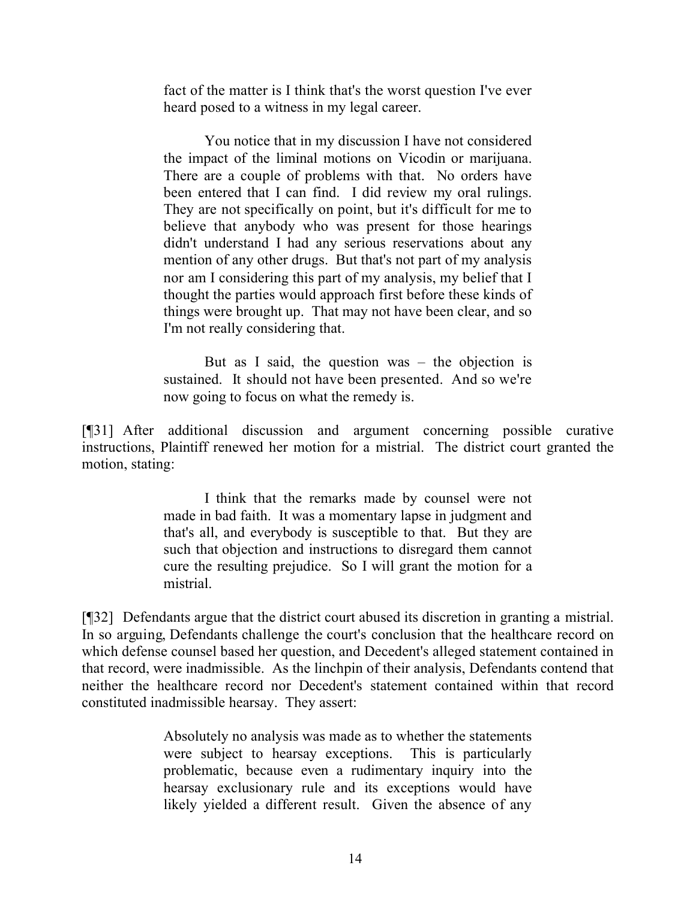> fact of the matter is I think that's the worst question I've ever heard posed to a witness in my legal career.
>
> You notice that in my discussion I have not considered the impact of the liminal motions on Vicodin or marijuana. There are a couple of problems with that. No orders have been entered that I can find. I did review my oral rulings. They are not specifically on point, but it's difficult for me to believe that anybody who was present for those hearings didn't understand I had any serious reservations about any mention of any other drugs. But that's not part of my analysis nor am I considering this part of my analysis, my belief that I thought the parties would approach first before these kinds of things were brought up. That may not have been clear, and so I'm not really considering that.
>
> But as I said, the question was – the objection is sustained. It should not have been presented. And so we're now going to focus on what the remedy is.

[¶31] After additional discussion and argument concerning possible curative instructions, Plaintiff renewed her motion for a mistrial. The district court granted the motion, stating:

> I think that the remarks made by counsel were not made in bad faith. It was a momentary lapse in judgment and that's all, and everybody is susceptible to that. But they are such that objection and instructions to disregard them cannot cure the resulting prejudice. So I will grant the motion for a mistrial.

[¶32] Defendants argue that the district court abused its discretion in granting a mistrial. In so arguing, Defendants challenge the court's conclusion that the healthcare record on which defense counsel based her question, and Decedent's alleged statement contained in that record, were inadmissible. As the linchpin of their analysis, Defendants contend that neither the healthcare record nor Decedent's statement contained within that record constituted inadmissible hearsay. They assert:

> Absolutely no analysis was made as to whether the statements were subject to hearsay exceptions. This is particularly problematic, because even a rudimentary inquiry into the hearsay exclusionary rule and its exceptions would have likely yielded a different result. Given the absence of any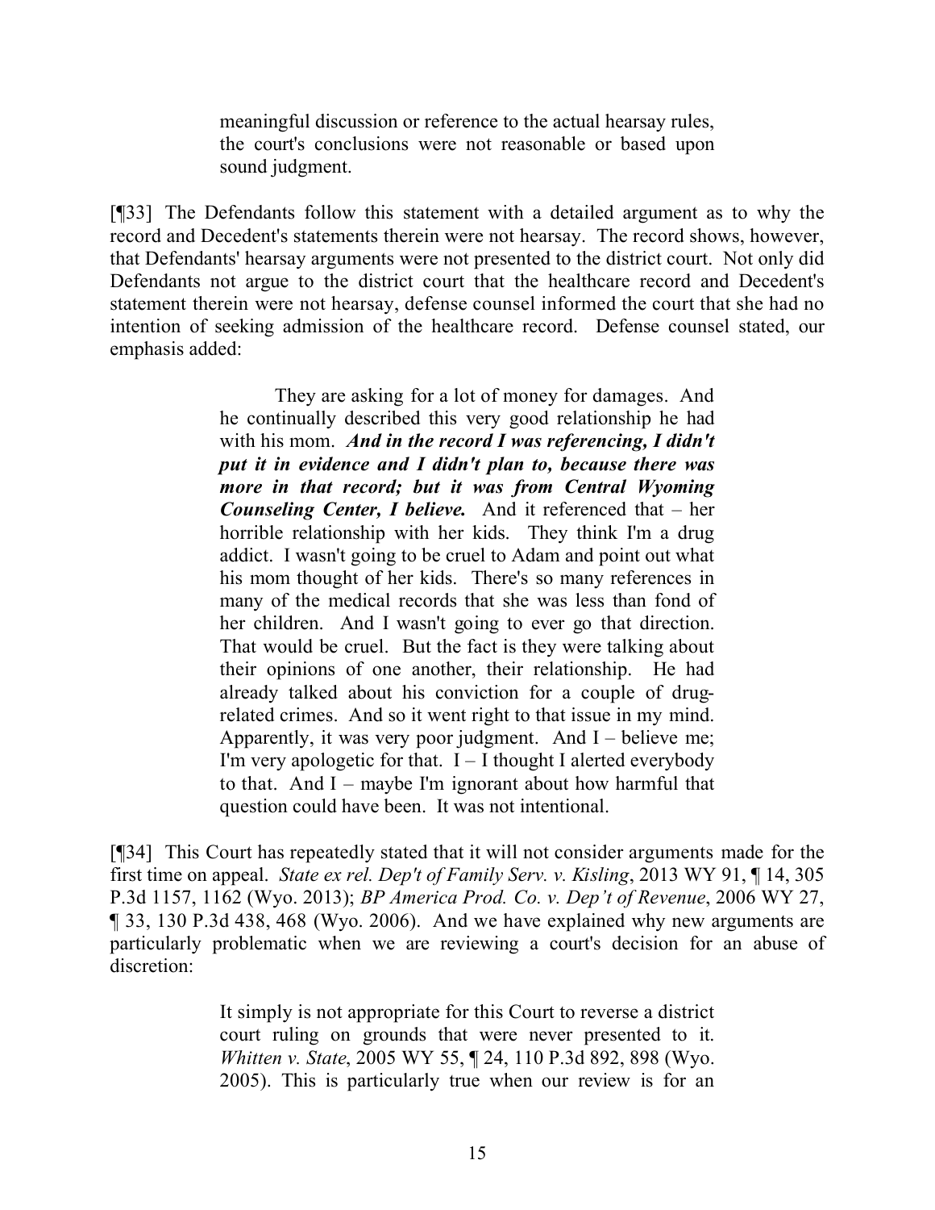> meaningful discussion or reference to the actual hearsay rules, the court's conclusions were not reasonable or based upon sound judgment.

[¶33] The Defendants follow this statement with a detailed argument as to why the record and Decedent's statements therein were not hearsay. The record shows, however, that Defendants' hearsay arguments were not presented to the district court. Not only did Defendants not argue to the district court that the healthcare record and Decedent's statement therein were not hearsay, defense counsel informed the court that she had no intention of seeking admission of the healthcare record. Defense counsel stated, our emphasis added:

> They are asking for a lot of money for damages. And he continually described this very good relationship he had with his mom. ***And in the record I was referencing, I didn't put it in evidence and I didn't plan to, because there was more in that record; but it was from Central Wyoming Counseling Center, I believe.*** And it referenced that – her horrible relationship with her kids. They think I'm a drug addict. I wasn't going to be cruel to Adam and point out what his mom thought of her kids. There's so many references in many of the medical records that she was less than fond of her children. And I wasn't going to ever go that direction. That would be cruel. But the fact is they were talking about their opinions of one another, their relationship. He had already talked about his conviction for a couple of drug-related crimes. And so it went right to that issue in my mind. Apparently, it was very poor judgment. And I – believe me; I'm very apologetic for that. I – I thought I alerted everybody to that. And I – maybe I'm ignorant about how harmful that question could have been. It was not intentional.

[¶34] This Court has repeatedly stated that it will not consider arguments made for the first time on appeal. *State ex rel. Dep't of Family Serv. v. Kisling*, 2013 WY 91, ¶ 14, 305 P.3d 1157, 1162 (Wyo. 2013); *BP America Prod. Co. v. Dep't of Revenue*, 2006 WY 27, ¶ 33, 130 P.3d 438, 468 (Wyo. 2006). And we have explained why new arguments are particularly problematic when we are reviewing a court's decision for an abuse of discretion:

> It simply is not appropriate for this Court to reverse a district court ruling on grounds that were never presented to it. *Whitten v. State*, 2005 WY 55, ¶ 24, 110 P.3d 892, 898 (Wyo. 2005). This is particularly true when our review is for an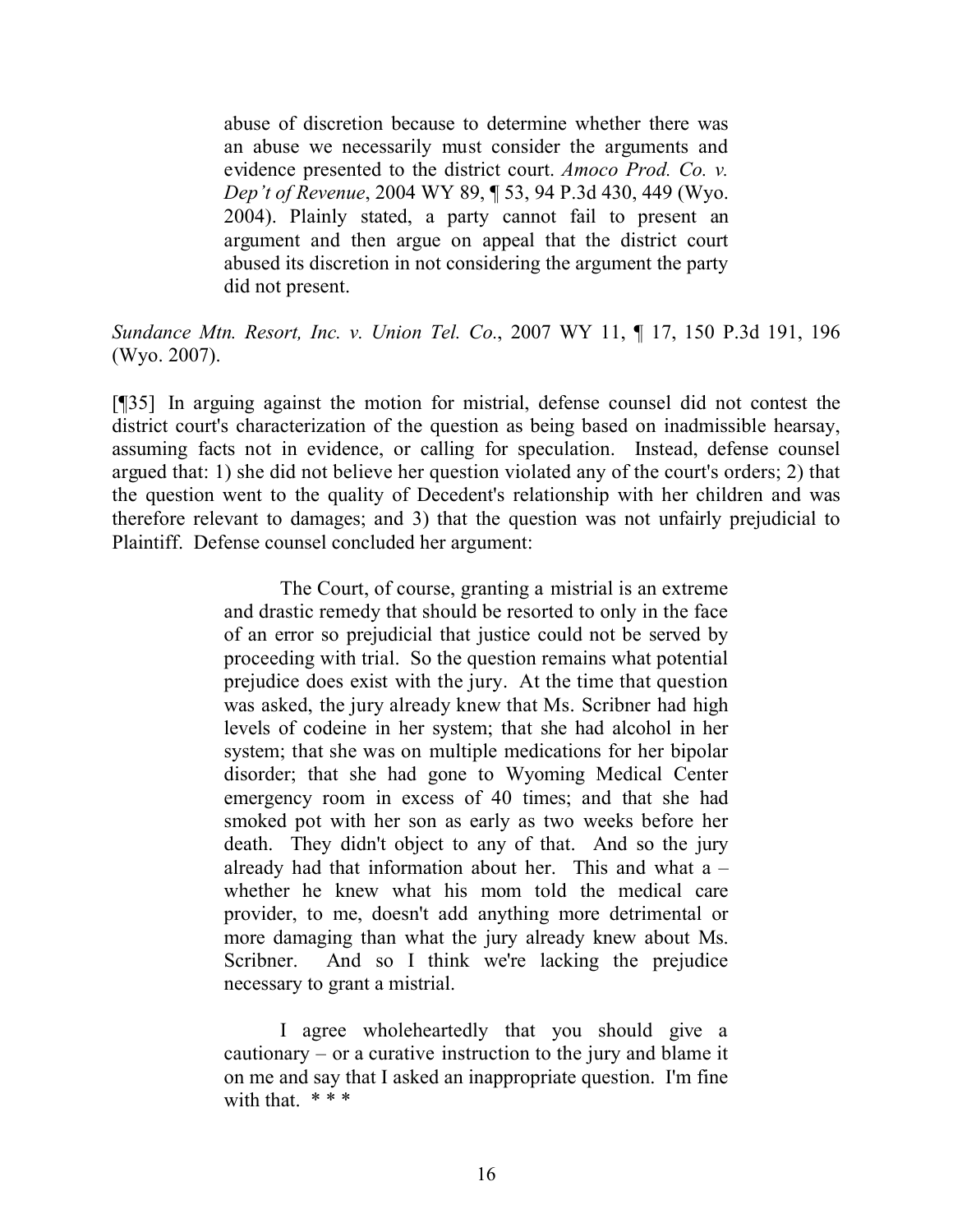> abuse of discretion because to determine whether there was an abuse we necessarily must consider the arguments and evidence presented to the district court. *Amoco Prod. Co. v. Dep't of Revenue*, 2004 WY 89, ¶ 53, 94 P.3d 430, 449 (Wyo. 2004). Plainly stated, a party cannot fail to present an argument and then argue on appeal that the district court abused its discretion in not considering the argument the party did not present.

*Sundance Mtn. Resort, Inc. v. Union Tel. Co.*, 2007 WY 11, ¶ 17, 150 P.3d 191, 196 (Wyo. 2007).

[¶35] In arguing against the motion for mistrial, defense counsel did not contest the district court's characterization of the question as being based on inadmissible hearsay, assuming facts not in evidence, or calling for speculation. Instead, defense counsel argued that: 1) she did not believe her question violated any of the court's orders; 2) that the question went to the quality of Decedent's relationship with her children and was therefore relevant to damages; and 3) that the question was not unfairly prejudicial to Plaintiff. Defense counsel concluded her argument:

> The Court, of course, granting a mistrial is an extreme and drastic remedy that should be resorted to only in the face of an error so prejudicial that justice could not be served by proceeding with trial. So the question remains what potential prejudice does exist with the jury. At the time that question was asked, the jury already knew that Ms. Scribner had high levels of codeine in her system; that she had alcohol in her system; that she was on multiple medications for her bipolar disorder; that she had gone to Wyoming Medical Center emergency room in excess of 40 times; and that she had smoked pot with her son as early as two weeks before her death. They didn't object to any of that. And so the jury already had that information about her. This and what a – whether he knew what his mom told the medical care provider, to me, doesn't add anything more detrimental or more damaging than what the jury already knew about Ms. Scribner. And so I think we're lacking the prejudice necessary to grant a mistrial.
>
> I agree wholeheartedly that you should give a cautionary – or a curative instruction to the jury and blame it on me and say that I asked an inappropriate question. I'm fine with that. * * *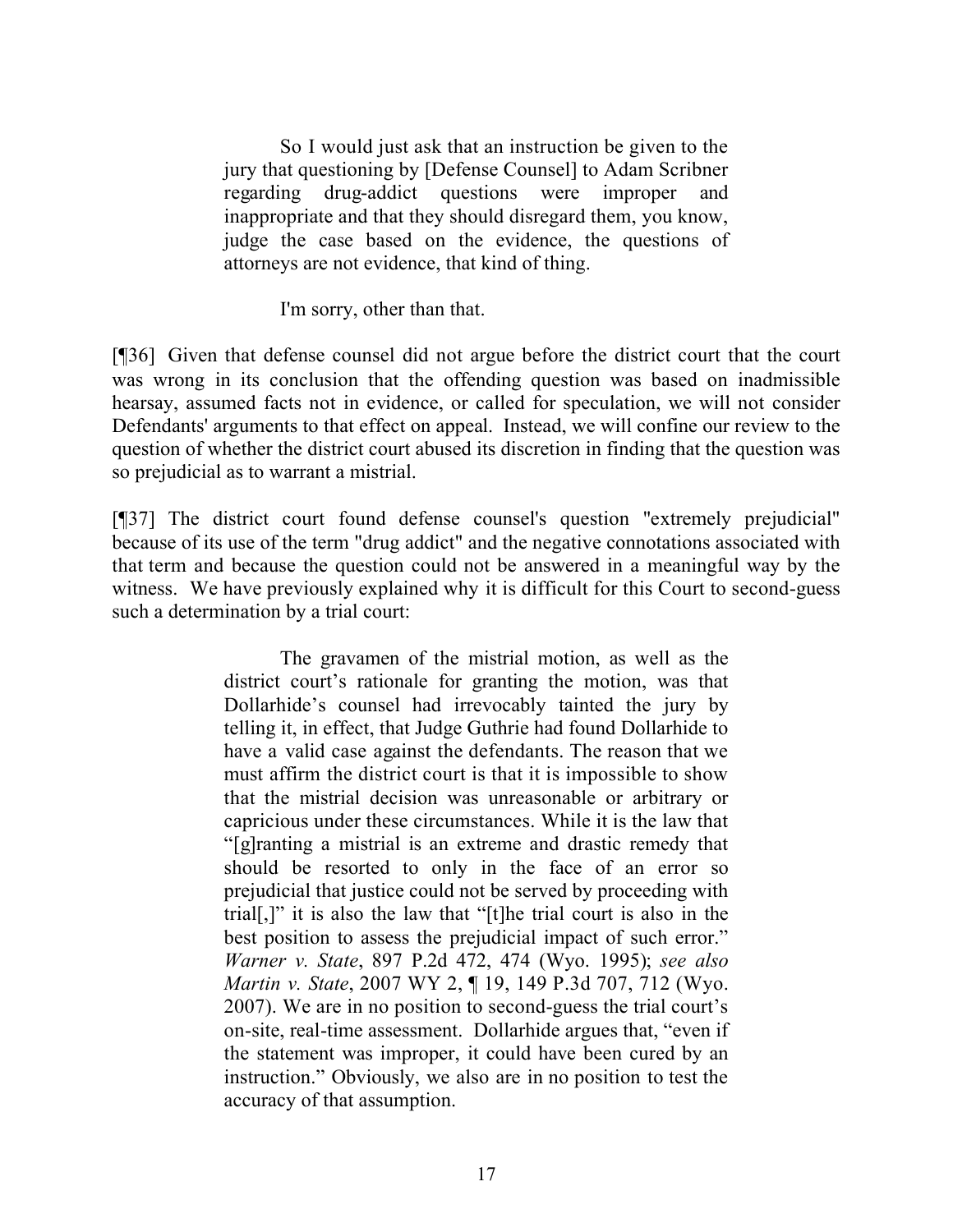> So I would just ask that an instruction be given to the jury that questioning by [Defense Counsel] to Adam Scribner regarding drug-addict questions were improper and inappropriate and that they should disregard them, you know, judge the case based on the evidence, the questions of attorneys are not evidence, that kind of thing.
>
> I'm sorry, other than that.

[¶36] Given that defense counsel did not argue before the district court that the court was wrong in its conclusion that the offending question was based on inadmissible hearsay, assumed facts not in evidence, or called for speculation, we will not consider Defendants' arguments to that effect on appeal. Instead, we will confine our review to the question of whether the district court abused its discretion in finding that the question was so prejudicial as to warrant a mistrial.

[¶37] The district court found defense counsel's question "extremely prejudicial" because of its use of the term "drug addict" and the negative connotations associated with that term and because the question could not be answered in a meaningful way by the witness. We have previously explained why it is difficult for this Court to second-guess such a determination by a trial court:

> The gravamen of the mistrial motion, as well as the district court's rationale for granting the motion, was that Dollarhide's counsel had irrevocably tainted the jury by telling it, in effect, that Judge Guthrie had found Dollarhide to have a valid case against the defendants. The reason that we must affirm the district court is that it is impossible to show that the mistrial decision was unreasonable or arbitrary or capricious under these circumstances. While it is the law that "[g]ranting a mistrial is an extreme and drastic remedy that should be resorted to only in the face of an error so prejudicial that justice could not be served by proceeding with trial[,]" it is also the law that "[t]he trial court is also in the best position to assess the prejudicial impact of such error." *Warner v. State*, 897 P.2d 472, 474 (Wyo. 1995); *see also Martin v. State*, 2007 WY 2, ¶ 19, 149 P.3d 707, 712 (Wyo. 2007). We are in no position to second-guess the trial court's on-site, real-time assessment. Dollarhide argues that, "even if the statement was improper, it could have been cured by an instruction." Obviously, we also are in no position to test the accuracy of that assumption.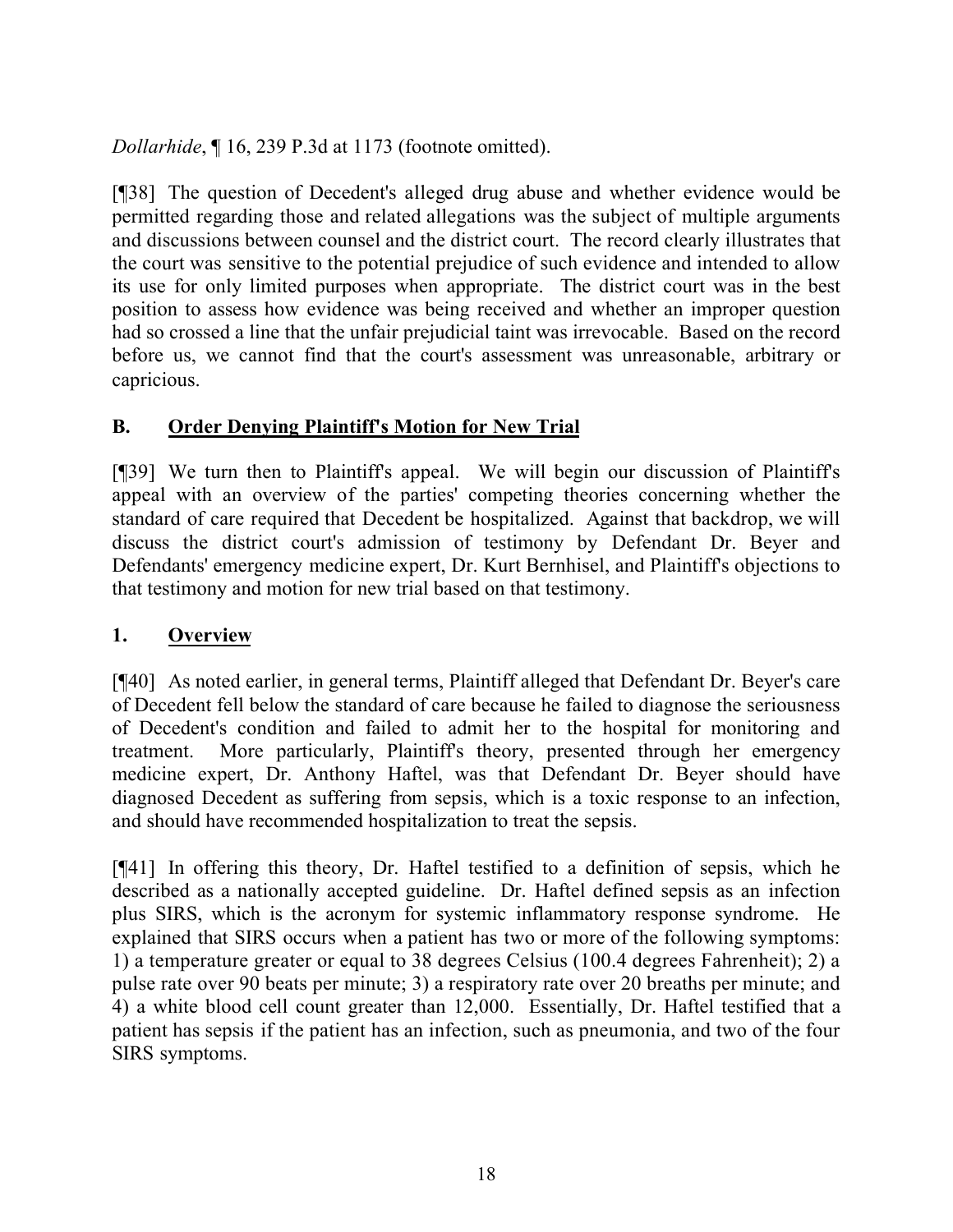*Dollarhide*, ¶ 16, 239 P.3d at 1173 (footnote omitted).

[¶38] The question of Decedent's alleged drug abuse and whether evidence would be permitted regarding those and related allegations was the subject of multiple arguments and discussions between counsel and the district court. The record clearly illustrates that the court was sensitive to the potential prejudice of such evidence and intended to allow its use for only limited purposes when appropriate. The district court was in the best position to assess how evidence was being received and whether an improper question had so crossed a line that the unfair prejudicial taint was irrevocable. Based on the record before us, we cannot find that the court's assessment was unreasonable, arbitrary or capricious.

## B. Order Denying Plaintiff's Motion for New Trial

[¶39] We turn then to Plaintiff's appeal. We will begin our discussion of Plaintiff's appeal with an overview of the parties' competing theories concerning whether the standard of care required that Decedent be hospitalized. Against that backdrop, we will discuss the district court's admission of testimony by Defendant Dr. Beyer and Defendants' emergency medicine expert, Dr. Kurt Bernhisel, and Plaintiff's objections to that testimony and motion for new trial based on that testimony.

### 1. Overview

[¶40] As noted earlier, in general terms, Plaintiff alleged that Defendant Dr. Beyer's care of Decedent fell below the standard of care because he failed to diagnose the seriousness of Decedent's condition and failed to admit her to the hospital for monitoring and treatment. More particularly, Plaintiff's theory, presented through her emergency medicine expert, Dr. Anthony Haftel, was that Defendant Dr. Beyer should have diagnosed Decedent as suffering from sepsis, which is a toxic response to an infection, and should have recommended hospitalization to treat the sepsis.

[¶41] In offering this theory, Dr. Haftel testified to a definition of sepsis, which he described as a nationally accepted guideline. Dr. Haftel defined sepsis as an infection plus SIRS, which is the acronym for systemic inflammatory response syndrome. He explained that SIRS occurs when a patient has two or more of the following symptoms: 1) a temperature greater or equal to 38 degrees Celsius (100.4 degrees Fahrenheit); 2) a pulse rate over 90 beats per minute; 3) a respiratory rate over 20 breaths per minute; and 4) a white blood cell count greater than 12,000. Essentially, Dr. Haftel testified that a patient has sepsis if the patient has an infection, such as pneumonia, and two of the four SIRS symptoms.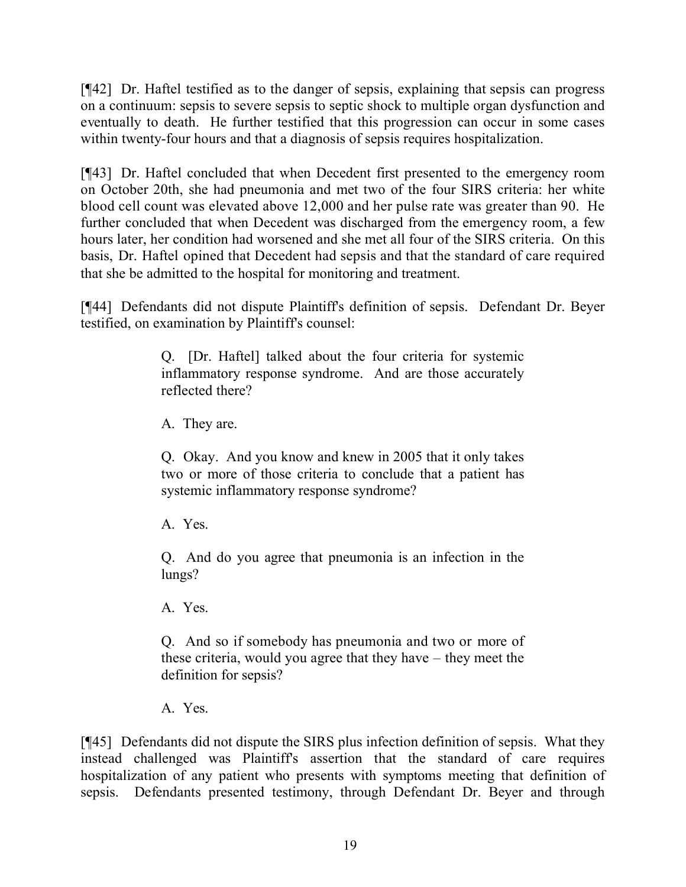[¶42] Dr. Haftel testified as to the danger of sepsis, explaining that sepsis can progress on a continuum: sepsis to severe sepsis to septic shock to multiple organ dysfunction and eventually to death. He further testified that this progression can occur in some cases within twenty-four hours and that a diagnosis of sepsis requires hospitalization.

[¶43] Dr. Haftel concluded that when Decedent first presented to the emergency room on October 20th, she had pneumonia and met two of the four SIRS criteria: her white blood cell count was elevated above 12,000 and her pulse rate was greater than 90. He further concluded that when Decedent was discharged from the emergency room, a few hours later, her condition had worsened and she met all four of the SIRS criteria. On this basis, Dr. Haftel opined that Decedent had sepsis and that the standard of care required that she be admitted to the hospital for monitoring and treatment.

[¶44] Defendants did not dispute Plaintiff's definition of sepsis. Defendant Dr. Beyer testified, on examination by Plaintiff's counsel:

> Q. [Dr. Haftel] talked about the four criteria for systemic inflammatory response syndrome. And are those accurately reflected there?
>
> A. They are.
>
> Q. Okay. And you know and knew in 2005 that it only takes two or more of those criteria to conclude that a patient has systemic inflammatory response syndrome?
>
> A. Yes.
>
> Q. And do you agree that pneumonia is an infection in the lungs?
>
> A. Yes.
>
> Q. And so if somebody has pneumonia and two or more of these criteria, would you agree that they have – they meet the definition for sepsis?
>
> A. Yes.

[¶45] Defendants did not dispute the SIRS plus infection definition of sepsis. What they instead challenged was Plaintiff's assertion that the standard of care requires hospitalization of any patient who presents with symptoms meeting that definition of sepsis. Defendants presented testimony, through Defendant Dr. Beyer and through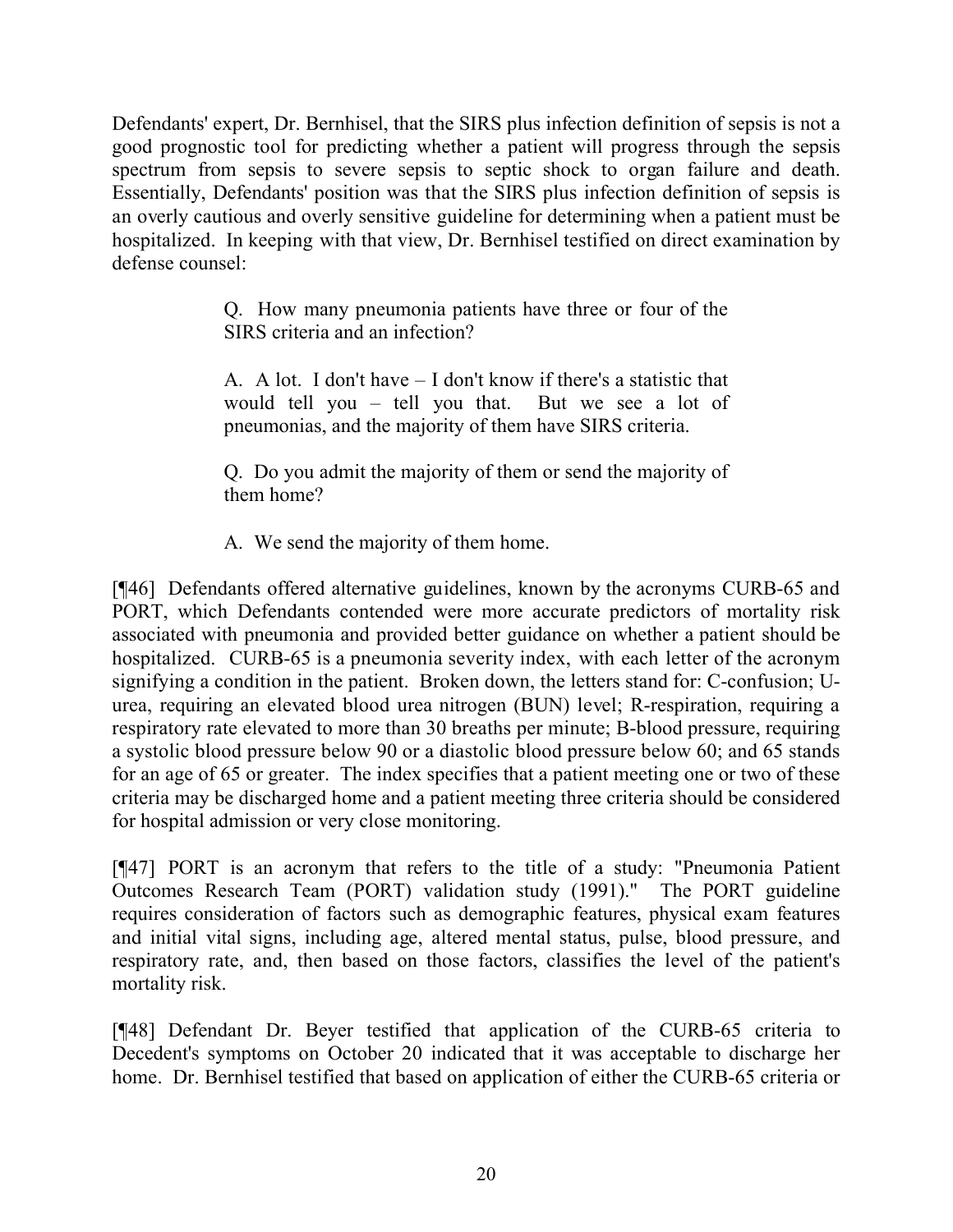Defendants' expert, Dr. Bernhisel, that the SIRS plus infection definition of sepsis is not a good prognostic tool for predicting whether a patient will progress through the sepsis spectrum from sepsis to severe sepsis to septic shock to organ failure and death. Essentially, Defendants' position was that the SIRS plus infection definition of sepsis is an overly cautious and overly sensitive guideline for determining when a patient must be hospitalized. In keeping with that view, Dr. Bernhisel testified on direct examination by defense counsel:

> Q. How many pneumonia patients have three or four of the SIRS criteria and an infection?
>
> A. A lot. I don't have – I don't know if there's a statistic that would tell you – tell you that. But we see a lot of pneumonias, and the majority of them have SIRS criteria.
>
> Q. Do you admit the majority of them or send the majority of them home?
>
> A. We send the majority of them home.

[¶46] Defendants offered alternative guidelines, known by the acronyms CURB-65 and PORT, which Defendants contended were more accurate predictors of mortality risk associated with pneumonia and provided better guidance on whether a patient should be hospitalized. CURB-65 is a pneumonia severity index, with each letter of the acronym signifying a condition in the patient. Broken down, the letters stand for: C-confusion; U-urea, requiring an elevated blood urea nitrogen (BUN) level; R-respiration, requiring a respiratory rate elevated to more than 30 breaths per minute; B-blood pressure, requiring a systolic blood pressure below 90 or a diastolic blood pressure below 60; and 65 stands for an age of 65 or greater. The index specifies that a patient meeting one or two of these criteria may be discharged home and a patient meeting three criteria should be considered for hospital admission or very close monitoring.

[¶47] PORT is an acronym that refers to the title of a study: "Pneumonia Patient Outcomes Research Team (PORT) validation study (1991)." The PORT guideline requires consideration of factors such as demographic features, physical exam features and initial vital signs, including age, altered mental status, pulse, blood pressure, and respiratory rate, and, then based on those factors, classifies the level of the patient's mortality risk.

[¶48] Defendant Dr. Beyer testified that application of the CURB-65 criteria to Decedent's symptoms on October 20 indicated that it was acceptable to discharge her home. Dr. Bernhisel testified that based on application of either the CURB-65 criteria or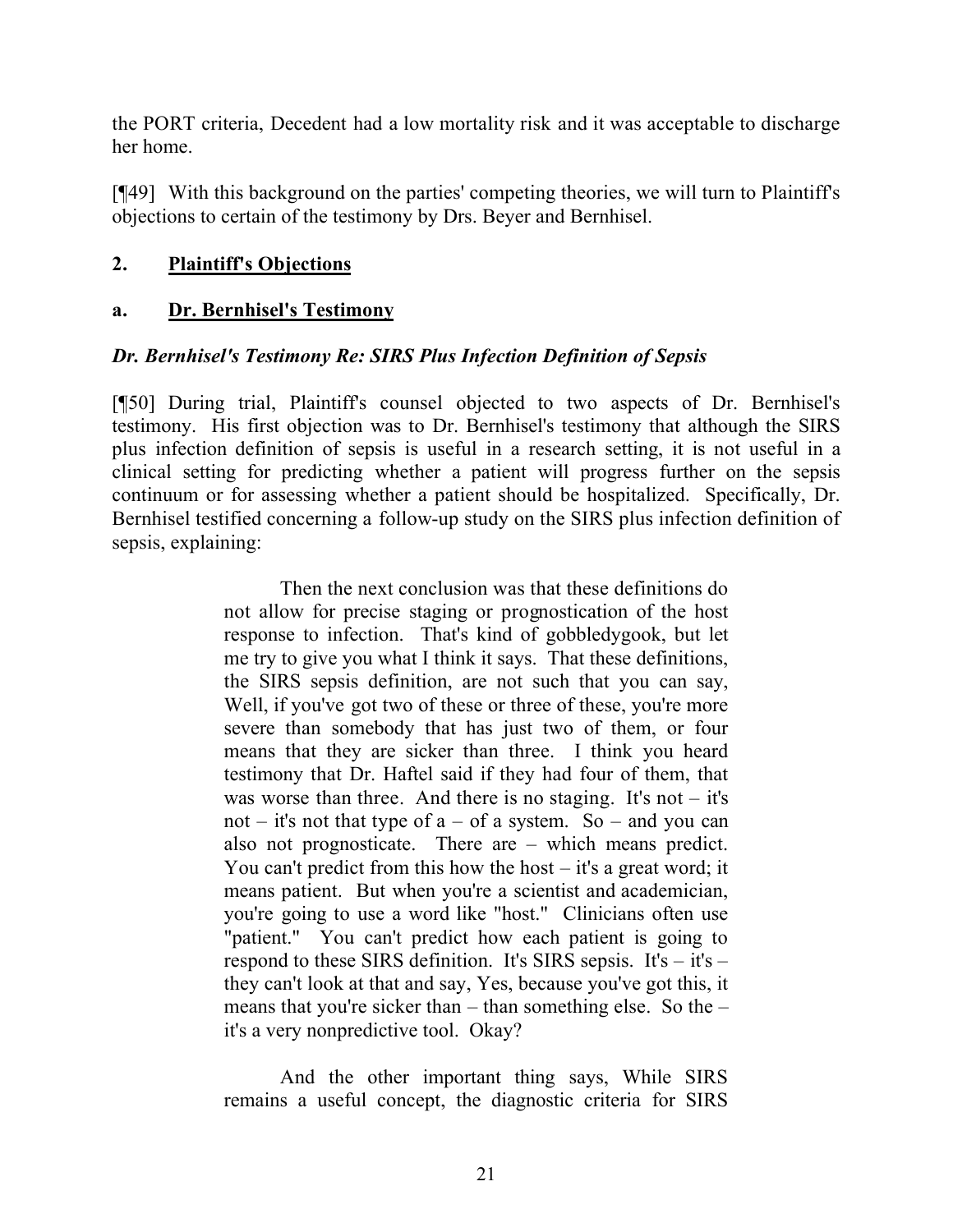the PORT criteria, Decedent had a low mortality risk and it was acceptable to discharge her home.

[¶49] With this background on the parties' competing theories, we will turn to Plaintiff's objections to certain of the testimony by Drs. Beyer and Bernhisel.

## 2. Plaintiff's Objections

### a. Dr. Bernhisel's Testimony

#### *Dr. Bernhisel's Testimony Re: SIRS Plus Infection Definition of Sepsis*

[¶50] During trial, Plaintiff's counsel objected to two aspects of Dr. Bernhisel's testimony. His first objection was to Dr. Bernhisel's testimony that although the SIRS plus infection definition of sepsis is useful in a research setting, it is not useful in a clinical setting for predicting whether a patient will progress further on the sepsis continuum or for assessing whether a patient should be hospitalized. Specifically, Dr. Bernhisel testified concerning a follow-up study on the SIRS plus infection definition of sepsis, explaining:

> Then the next conclusion was that these definitions do not allow for precise staging or prognostication of the host response to infection. That's kind of gobbledygook, but let me try to give you what I think it says. That these definitions, the SIRS sepsis definition, are not such that you can say, Well, if you've got two of these or three of these, you're more severe than somebody that has just two of them, or four means that they are sicker than three. I think you heard testimony that Dr. Haftel said if they had four of them, that was worse than three. And there is no staging. It's not – it's not – it's not that type of a – of a system. So – and you can also not prognosticate. There are – which means predict. You can't predict from this how the host – it's a great word; it means patient. But when you're a scientist and academician, you're going to use a word like "host." Clinicians often use "patient." You can't predict how each patient is going to respond to these SIRS definition. It's SIRS sepsis. It's – it's – they can't look at that and say, Yes, because you've got this, it means that you're sicker than – than something else. So the – it's a very nonpredictive tool. Okay?
>
> And the other important thing says, While SIRS remains a useful concept, the diagnostic criteria for SIRS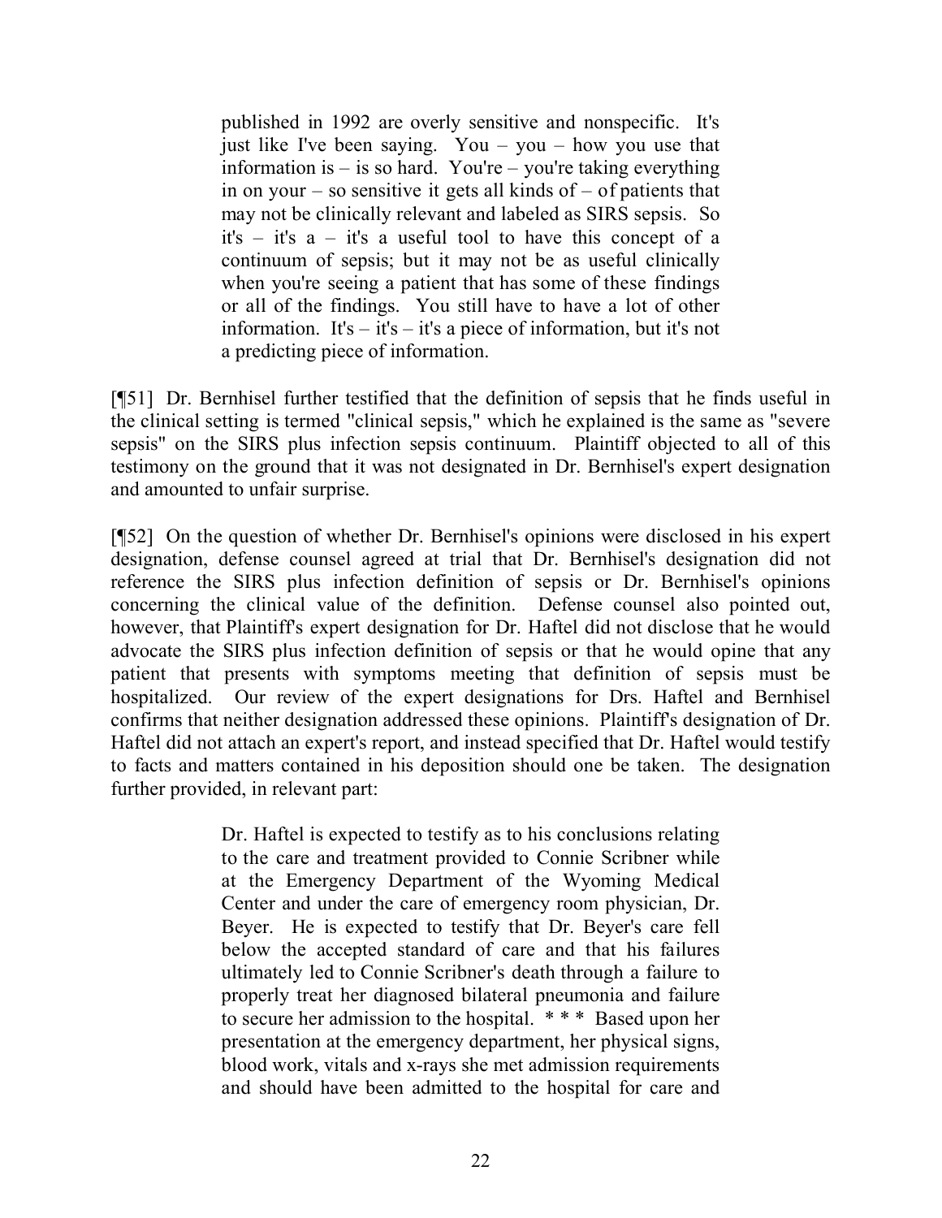> published in 1992 are overly sensitive and nonspecific. It's just like I've been saying. You – you – how you use that information is – is so hard. You're – you're taking everything in on your – so sensitive it gets all kinds of – of patients that may not be clinically relevant and labeled as SIRS sepsis. So it's – it's a – it's a useful tool to have this concept of a continuum of sepsis; but it may not be as useful clinically when you're seeing a patient that has some of these findings or all of the findings. You still have to have a lot of other information. It's – it's – it's a piece of information, but it's not a predicting piece of information.

[¶51] Dr. Bernhisel further testified that the definition of sepsis that he finds useful in the clinical setting is termed "clinical sepsis," which he explained is the same as "severe sepsis" on the SIRS plus infection sepsis continuum. Plaintiff objected to all of this testimony on the ground that it was not designated in Dr. Bernhisel's expert designation and amounted to unfair surprise.

[¶52] On the question of whether Dr. Bernhisel's opinions were disclosed in his expert designation, defense counsel agreed at trial that Dr. Bernhisel's designation did not reference the SIRS plus infection definition of sepsis or Dr. Bernhisel's opinions concerning the clinical value of the definition. Defense counsel also pointed out, however, that Plaintiff's expert designation for Dr. Haftel did not disclose that he would advocate the SIRS plus infection definition of sepsis or that he would opine that any patient that presents with symptoms meeting that definition of sepsis must be hospitalized. Our review of the expert designations for Drs. Haftel and Bernhisel confirms that neither designation addressed these opinions. Plaintiff's designation of Dr. Haftel did not attach an expert's report, and instead specified that Dr. Haftel would testify to facts and matters contained in his deposition should one be taken. The designation further provided, in relevant part:

> Dr. Haftel is expected to testify as to his conclusions relating to the care and treatment provided to Connie Scribner while at the Emergency Department of the Wyoming Medical Center and under the care of emergency room physician, Dr. Beyer. He is expected to testify that Dr. Beyer's care fell below the accepted standard of care and that his failures ultimately led to Connie Scribner's death through a failure to properly treat her diagnosed bilateral pneumonia and failure to secure her admission to the hospital. * * * Based upon her presentation at the emergency department, her physical signs, blood work, vitals and x-rays she met admission requirements and should have been admitted to the hospital for care and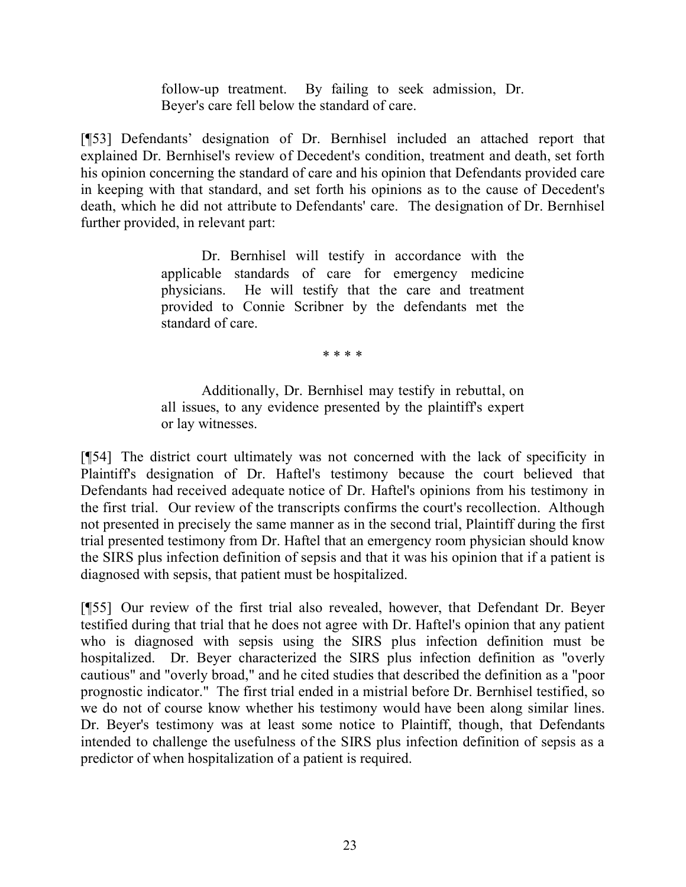> follow-up treatment. By failing to seek admission, Dr. Beyer's care fell below the standard of care.

[¶53] Defendants' designation of Dr. Bernhisel included an attached report that explained Dr. Bernhisel's review of Decedent's condition, treatment and death, set forth his opinion concerning the standard of care and his opinion that Defendants provided care in keeping with that standard, and set forth his opinions as to the cause of Decedent's death, which he did not attribute to Defendants' care. The designation of Dr. Bernhisel further provided, in relevant part:

> Dr. Bernhisel will testify in accordance with the applicable standards of care for emergency medicine physicians. He will testify that the care and treatment provided to Connie Scribner by the defendants met the standard of care.
>
> * * * *
>
> Additionally, Dr. Bernhisel may testify in rebuttal, on all issues, to any evidence presented by the plaintiff's expert or lay witnesses.

[¶54] The district court ultimately was not concerned with the lack of specificity in Plaintiff's designation of Dr. Haftel's testimony because the court believed that Defendants had received adequate notice of Dr. Haftel's opinions from his testimony in the first trial. Our review of the transcripts confirms the court's recollection. Although not presented in precisely the same manner as in the second trial, Plaintiff during the first trial presented testimony from Dr. Haftel that an emergency room physician should know the SIRS plus infection definition of sepsis and that it was his opinion that if a patient is diagnosed with sepsis, that patient must be hospitalized.

[¶55] Our review of the first trial also revealed, however, that Defendant Dr. Beyer testified during that trial that he does not agree with Dr. Haftel's opinion that any patient who is diagnosed with sepsis using the SIRS plus infection definition must be hospitalized. Dr. Beyer characterized the SIRS plus infection definition as "overly cautious" and "overly broad," and he cited studies that described the definition as a "poor prognostic indicator." The first trial ended in a mistrial before Dr. Bernhisel testified, so we do not of course know whether his testimony would have been along similar lines. Dr. Beyer's testimony was at least some notice to Plaintiff, though, that Defendants intended to challenge the usefulness of the SIRS plus infection definition of sepsis as a predictor of when hospitalization of a patient is required.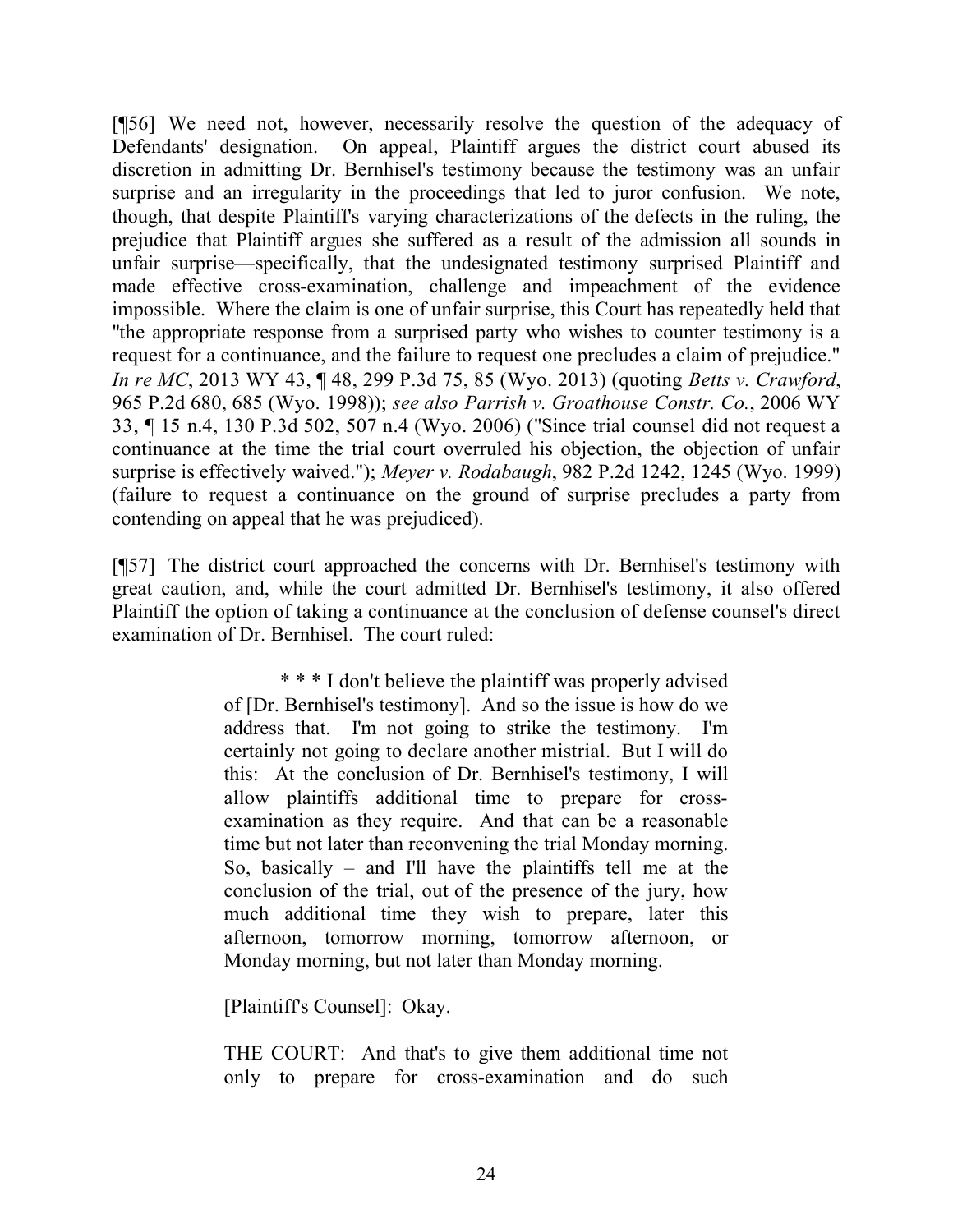[¶56] We need not, however, necessarily resolve the question of the adequacy of Defendants' designation. On appeal, Plaintiff argues the district court abused its discretion in admitting Dr. Bernhisel's testimony because the testimony was an unfair surprise and an irregularity in the proceedings that led to juror confusion. We note, though, that despite Plaintiff's varying characterizations of the defects in the ruling, the prejudice that Plaintiff argues she suffered as a result of the admission all sounds in unfair surprise—specifically, that the undesignated testimony surprised Plaintiff and made effective cross-examination, challenge and impeachment of the evidence impossible. Where the claim is one of unfair surprise, this Court has repeatedly held that "the appropriate response from a surprised party who wishes to counter testimony is a request for a continuance, and the failure to request one precludes a claim of prejudice." *In re MC*, 2013 WY 43, ¶ 48, 299 P.3d 75, 85 (Wyo. 2013) (quoting *Betts v. Crawford*, 965 P.2d 680, 685 (Wyo. 1998)); *see also Parrish v. Groathouse Constr. Co.*, 2006 WY 33, ¶ 15 n.4, 130 P.3d 502, 507 n.4 (Wyo. 2006) ("Since trial counsel did not request a continuance at the time the trial court overruled his objection, the objection of unfair surprise is effectively waived."); *Meyer v. Rodabaugh*, 982 P.2d 1242, 1245 (Wyo. 1999) (failure to request a continuance on the ground of surprise precludes a party from contending on appeal that he was prejudiced).

[¶57] The district court approached the concerns with Dr. Bernhisel's testimony with great caution, and, while the court admitted Dr. Bernhisel's testimony, it also offered Plaintiff the option of taking a continuance at the conclusion of defense counsel's direct examination of Dr. Bernhisel. The court ruled:

> \* \* \* I don't believe the plaintiff was properly advised of [Dr. Bernhisel's testimony]. And so the issue is how do we address that. I'm not going to strike the testimony. I'm certainly not going to declare another mistrial. But I will do this: At the conclusion of Dr. Bernhisel's testimony, I will allow plaintiffs additional time to prepare for cross-examination as they require. And that can be a reasonable time but not later than reconvening the trial Monday morning. So, basically – and I'll have the plaintiffs tell me at the conclusion of the trial, out of the presence of the jury, how much additional time they wish to prepare, later this afternoon, tomorrow morning, tomorrow afternoon, or Monday morning, but not later than Monday morning.
>
> [Plaintiff's Counsel]: Okay.
>
> THE COURT: And that's to give them additional time not only to prepare for cross-examination and do such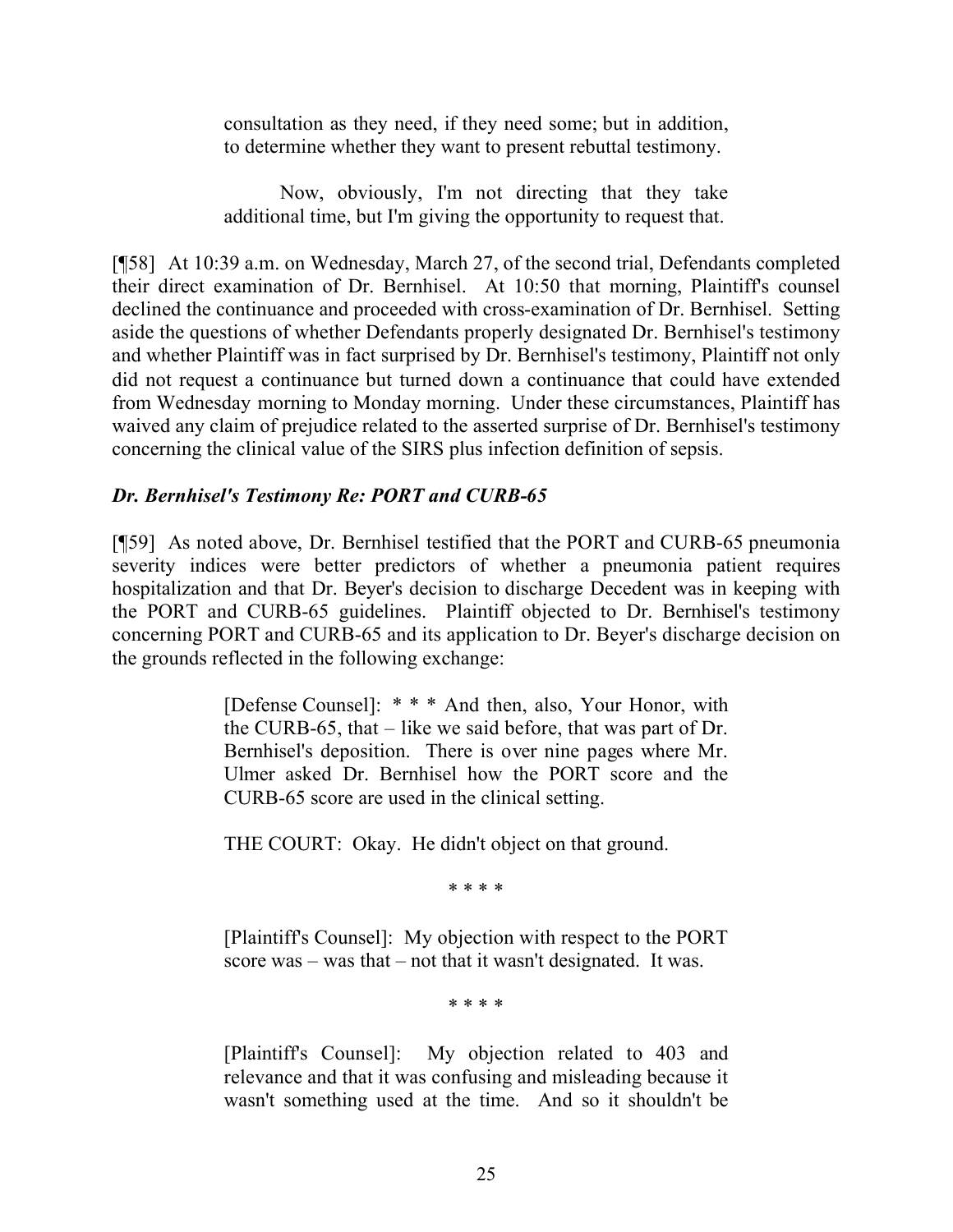> consultation as they need, if they need some; but in addition, to determine whether they want to present rebuttal testimony.
>
> Now, obviously, I'm not directing that they take additional time, but I'm giving the opportunity to request that.

[¶58] At 10:39 a.m. on Wednesday, March 27, of the second trial, Defendants completed their direct examination of Dr. Bernhisel. At 10:50 that morning, Plaintiff's counsel declined the continuance and proceeded with cross-examination of Dr. Bernhisel. Setting aside the questions of whether Defendants properly designated Dr. Bernhisel's testimony and whether Plaintiff was in fact surprised by Dr. Bernhisel's testimony, Plaintiff not only did not request a continuance but turned down a continuance that could have extended from Wednesday morning to Monday morning. Under these circumstances, Plaintiff has waived any claim of prejudice related to the asserted surprise of Dr. Bernhisel's testimony concerning the clinical value of the SIRS plus infection definition of sepsis.

### *Dr. Bernhisel's Testimony Re: PORT and CURB-65*

[¶59] As noted above, Dr. Bernhisel testified that the PORT and CURB-65 pneumonia severity indices were better predictors of whether a pneumonia patient requires hospitalization and that Dr. Beyer's decision to discharge Decedent was in keeping with the PORT and CURB-65 guidelines. Plaintiff objected to Dr. Bernhisel's testimony concerning PORT and CURB-65 and its application to Dr. Beyer's discharge decision on the grounds reflected in the following exchange:

> [Defense Counsel]: * * * And then, also, Your Honor, with the CURB-65, that – like we said before, that was part of Dr. Bernhisel's deposition. There is over nine pages where Mr. Ulmer asked Dr. Bernhisel how the PORT score and the CURB-65 score are used in the clinical setting.
>
> THE COURT: Okay. He didn't object on that ground.
>
> * * * *
>
> [Plaintiff's Counsel]: My objection with respect to the PORT score was – was that – not that it wasn't designated. It was.
>
> * * * *
>
> [Plaintiff's Counsel]: My objection related to 403 and relevance and that it was confusing and misleading because it wasn't something used at the time. And so it shouldn't be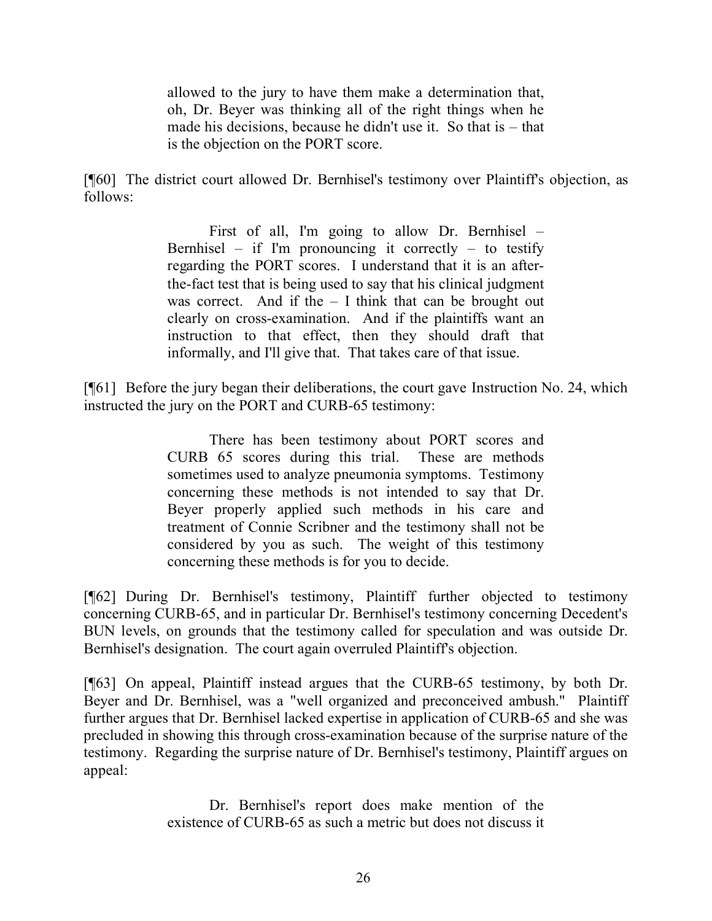> allowed to the jury to have them make a determination that, oh, Dr. Beyer was thinking all of the right things when he made his decisions, because he didn't use it. So that is – that is the objection on the PORT score.

[¶60] The district court allowed Dr. Bernhisel's testimony over Plaintiff's objection, as follows:

> First of all, I'm going to allow Dr. Bernhisel – Bernhisel – if I'm pronouncing it correctly – to testify regarding the PORT scores. I understand that it is an after-the-fact test that is being used to say that his clinical judgment was correct. And if the – I think that can be brought out clearly on cross-examination. And if the plaintiffs want an instruction to that effect, then they should draft that informally, and I'll give that. That takes care of that issue.

[¶61] Before the jury began their deliberations, the court gave Instruction No. 24, which instructed the jury on the PORT and CURB-65 testimony:

> There has been testimony about PORT scores and CURB 65 scores during this trial. These are methods sometimes used to analyze pneumonia symptoms. Testimony concerning these methods is not intended to say that Dr. Beyer properly applied such methods in his care and treatment of Connie Scribner and the testimony shall not be considered by you as such. The weight of this testimony concerning these methods is for you to decide.

[¶62] During Dr. Bernhisel's testimony, Plaintiff further objected to testimony concerning CURB-65, and in particular Dr. Bernhisel's testimony concerning Decedent's BUN levels, on grounds that the testimony called for speculation and was outside Dr. Bernhisel's designation. The court again overruled Plaintiff's objection.

[¶63] On appeal, Plaintiff instead argues that the CURB-65 testimony, by both Dr. Beyer and Dr. Bernhisel, was a "well organized and preconceived ambush." Plaintiff further argues that Dr. Bernhisel lacked expertise in application of CURB-65 and she was precluded in showing this through cross-examination because of the surprise nature of the testimony. Regarding the surprise nature of Dr. Bernhisel's testimony, Plaintiff argues on appeal:

> Dr. Bernhisel's report does make mention of the existence of CURB-65 as such a metric but does not discuss it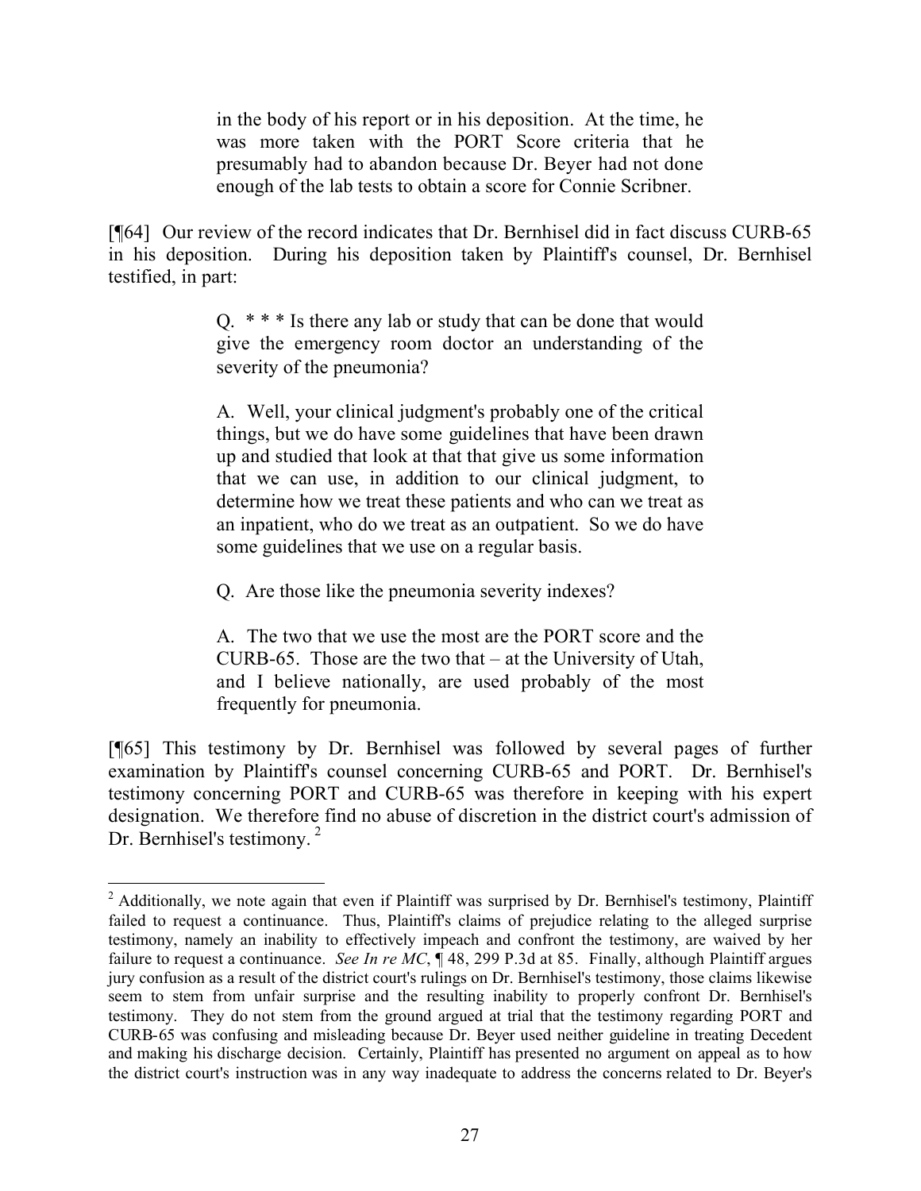> in the body of his report or in his deposition. At the time, he was more taken with the PORT Score criteria that he presumably had to abandon because Dr. Beyer had not done enough of the lab tests to obtain a score for Connie Scribner.

[¶64] Our review of the record indicates that Dr. Bernhisel did in fact discuss CURB-65 in his deposition. During his deposition taken by Plaintiff's counsel, Dr. Bernhisel testified, in part:

> Q. * * * Is there any lab or study that can be done that would give the emergency room doctor an understanding of the severity of the pneumonia?
>
> A. Well, your clinical judgment's probably one of the critical things, but we do have some guidelines that have been drawn up and studied that look at that that give us some information that we can use, in addition to our clinical judgment, to determine how we treat these patients and who can we treat as an inpatient, who do we treat as an outpatient. So we do have some guidelines that we use on a regular basis.
>
> Q. Are those like the pneumonia severity indexes?
>
> A. The two that we use the most are the PORT score and the CURB-65. Those are the two that – at the University of Utah, and I believe nationally, are used probably of the most frequently for pneumonia.

[¶65] This testimony by Dr. Bernhisel was followed by several pages of further examination by Plaintiff's counsel concerning CURB-65 and PORT. Dr. Bernhisel's testimony concerning PORT and CURB-65 was therefore in keeping with his expert designation. We therefore find no abuse of discretion in the district court's admission of Dr. Bernhisel's testimony. [2]

---

[2] Additionally, we note again that even if Plaintiff was surprised by Dr. Bernhisel's testimony, Plaintiff failed to request a continuance. Thus, Plaintiff's claims of prejudice relating to the alleged surprise testimony, namely an inability to effectively impeach and confront the testimony, are waived by her failure to request a continuance. *See In re MC*, ¶ 48, 299 P.3d at 85. Finally, although Plaintiff argues jury confusion as a result of the district court's rulings on Dr. Bernhisel's testimony, those claims likewise seem to stem from unfair surprise and the resulting inability to properly confront Dr. Bernhisel's testimony. They do not stem from the ground argued at trial that the testimony regarding PORT and CURB-65 was confusing and misleading because Dr. Beyer used neither guideline in treating Decedent and making his discharge decision. Certainly, Plaintiff has presented no argument on appeal as to how the district court's instruction was in any way inadequate to address the concerns related to Dr. Beyer's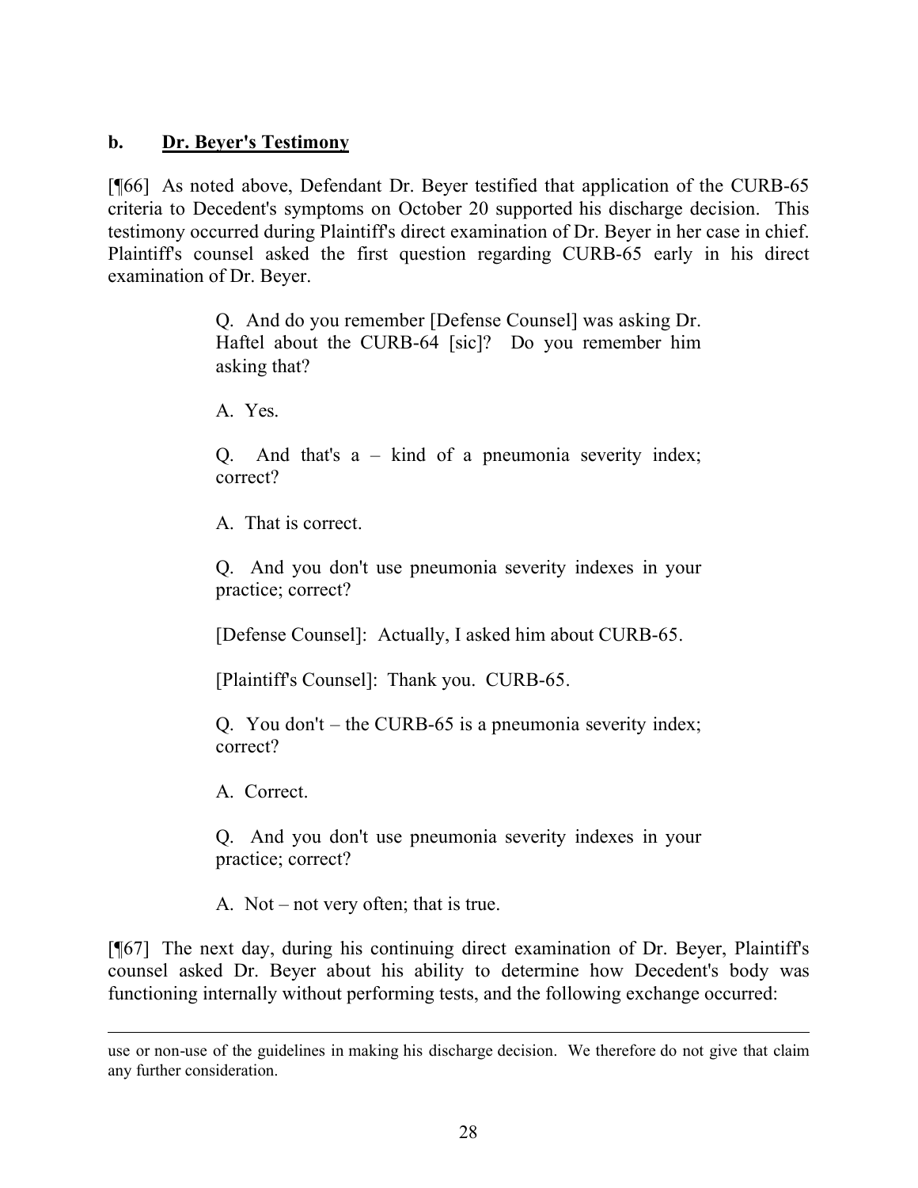**b. Dr. Beyer's Testimony**

[¶66] As noted above, Defendant Dr. Beyer testified that application of the CURB-65 criteria to Decedent's symptoms on October 20 supported his discharge decision. This testimony occurred during Plaintiff's direct examination of Dr. Beyer in her case in chief. Plaintiff's counsel asked the first question regarding CURB-65 early in his direct examination of Dr. Beyer.

> Q. And do you remember [Defense Counsel] was asking Dr. Haftel about the CURB-64 [sic]? Do you remember him asking that?
>
> A. Yes.
>
> Q. And that's a – kind of a pneumonia severity index; correct?
>
> A. That is correct.
>
> Q. And you don't use pneumonia severity indexes in your practice; correct?
>
> [Defense Counsel]: Actually, I asked him about CURB-65.
>
> [Plaintiff's Counsel]: Thank you. CURB-65.
>
> Q. You don't – the CURB-65 is a pneumonia severity index; correct?
>
> A. Correct.
>
> Q. And you don't use pneumonia severity indexes in your practice; correct?
>
> A. Not – not very often; that is true.

[¶67] The next day, during his continuing direct examination of Dr. Beyer, Plaintiff's counsel asked Dr. Beyer about his ability to determine how Decedent's body was functioning internally without performing tests, and the following exchange occurred:

---

use or non-use of the guidelines in making his discharge decision. We therefore do not give that claim any further consideration.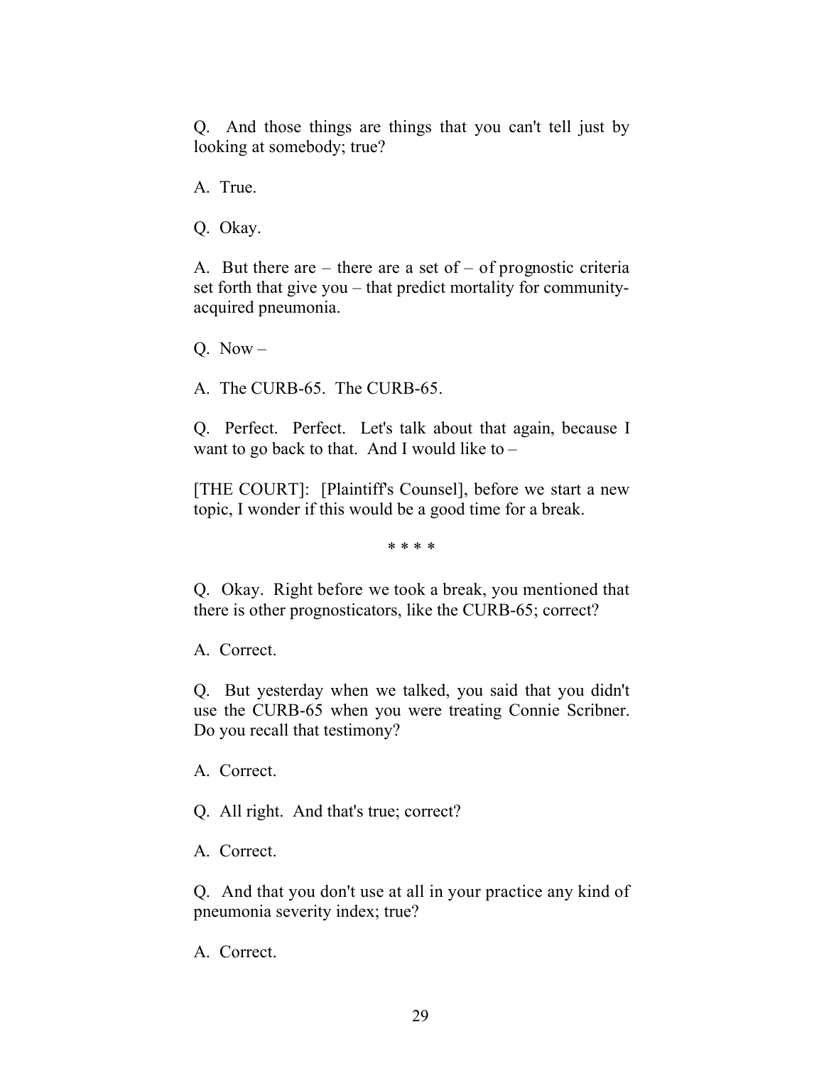Q. And those things are things that you can't tell just by looking at somebody; true?

A. True.

Q. Okay.

A. But there are – there are a set of – of prognostic criteria set forth that give you – that predict mortality for community-acquired pneumonia.

Q. Now –

A. The CURB-65. The CURB-65.

Q. Perfect. Perfect. Let's talk about that again, because I want to go back to that. And I would like to –

[THE COURT]: [Plaintiff's Counsel], before we start a new topic, I wonder if this would be a good time for a break.

\* \* \* \*

Q. Okay. Right before we took a break, you mentioned that there is other prognosticators, like the CURB-65; correct?

A. Correct.

Q. But yesterday when we talked, you said that you didn't use the CURB-65 when you were treating Connie Scribner. Do you recall that testimony?

A. Correct.

Q. All right. And that's true; correct?

A. Correct.

Q. And that you don't use at all in your practice any kind of pneumonia severity index; true?

A. Correct.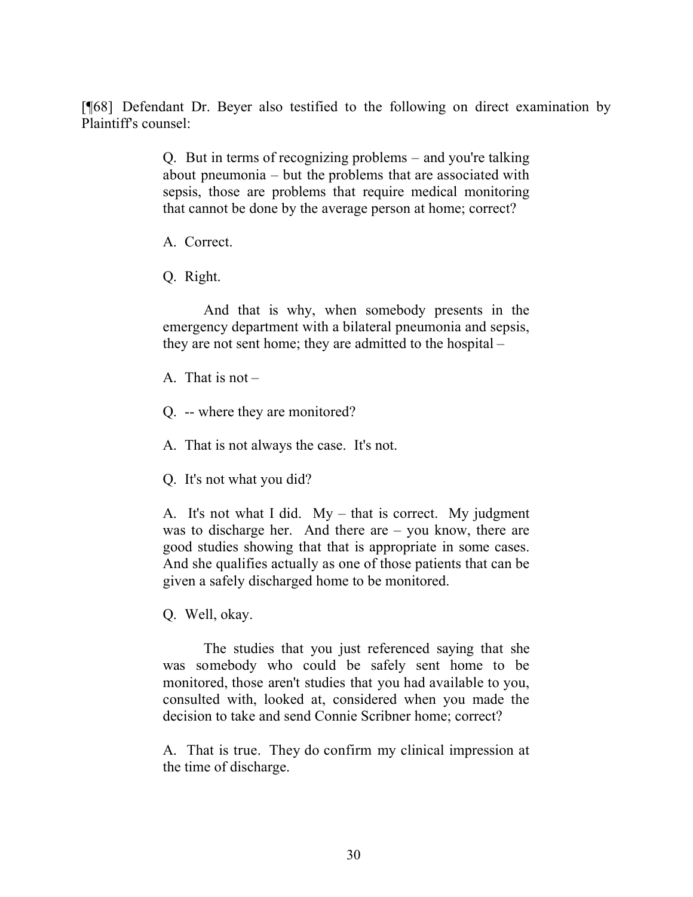[¶68] Defendant Dr. Beyer also testified to the following on direct examination by Plaintiff's counsel:

> Q. But in terms of recognizing problems – and you're talking about pneumonia – but the problems that are associated with sepsis, those are problems that require medical monitoring that cannot be done by the average person at home; correct?
>
> A. Correct.
>
> Q. Right.
>
> And that is why, when somebody presents in the emergency department with a bilateral pneumonia and sepsis, they are not sent home; they are admitted to the hospital –
>
> A. That is not –
>
> Q. -- where they are monitored?
>
> A. That is not always the case. It's not.
>
> Q. It's not what you did?
>
> A. It's not what I did. My – that is correct. My judgment was to discharge her. And there are – you know, there are good studies showing that that is appropriate in some cases. And she qualifies actually as one of those patients that can be given a safely discharged home to be monitored.
>
> Q. Well, okay.
>
> The studies that you just referenced saying that she was somebody who could be safely sent home to be monitored, those aren't studies that you had available to you, consulted with, looked at, considered when you made the decision to take and send Connie Scribner home; correct?
>
> A. That is true. They do confirm my clinical impression at the time of discharge.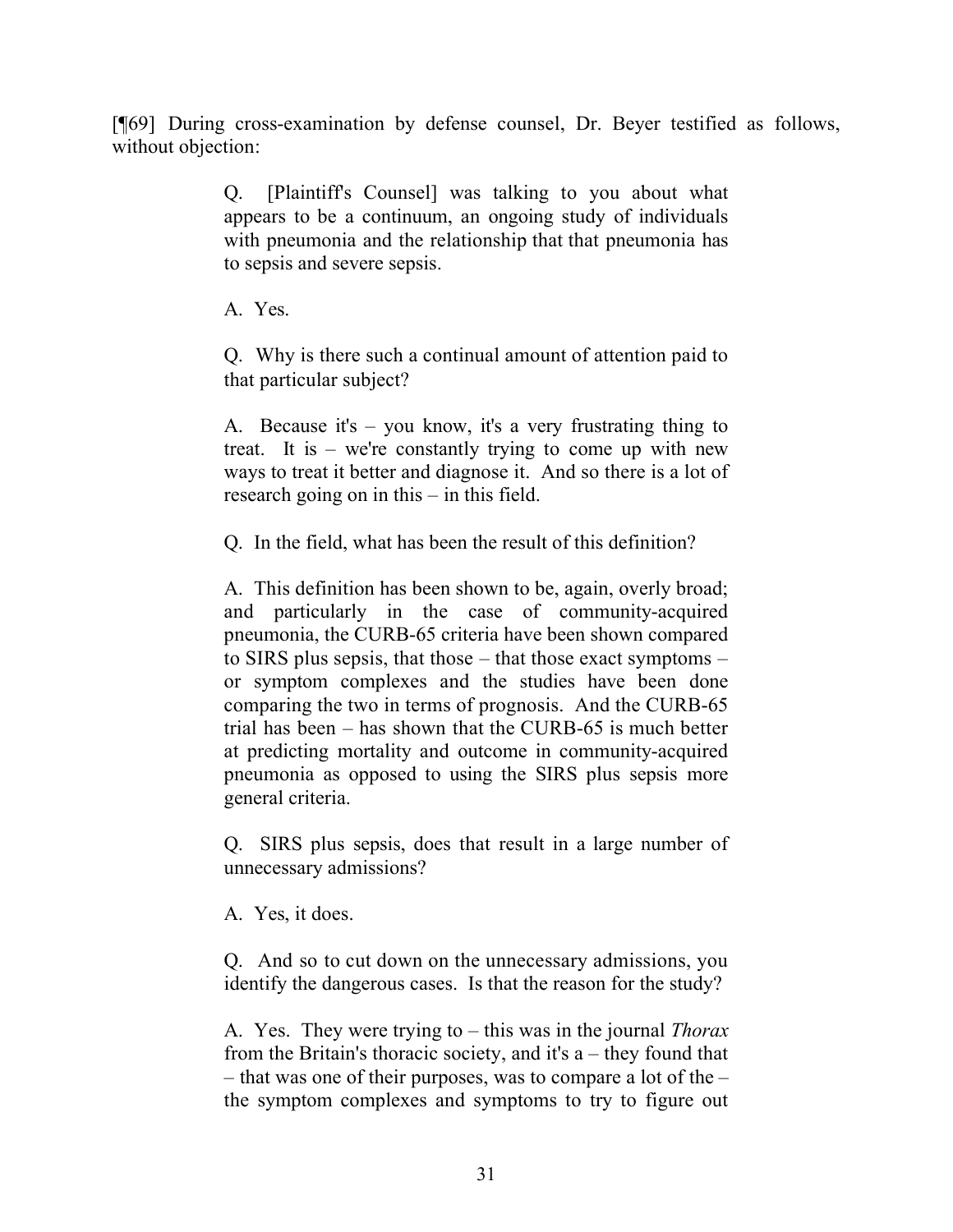[¶69] During cross-examination by defense counsel, Dr. Beyer testified as follows, without objection:

> Q. [Plaintiff's Counsel] was talking to you about what appears to be a continuum, an ongoing study of individuals with pneumonia and the relationship that that pneumonia has to sepsis and severe sepsis.
>
> A. Yes.
>
> Q. Why is there such a continual amount of attention paid to that particular subject?
>
> A. Because it's – you know, it's a very frustrating thing to treat. It is – we're constantly trying to come up with new ways to treat it better and diagnose it. And so there is a lot of research going on in this – in this field.
>
> Q. In the field, what has been the result of this definition?
>
> A. This definition has been shown to be, again, overly broad; and particularly in the case of community-acquired pneumonia, the CURB-65 criteria have been shown compared to SIRS plus sepsis, that those – that those exact symptoms – or symptom complexes and the studies have been done comparing the two in terms of prognosis. And the CURB-65 trial has been – has shown that the CURB-65 is much better at predicting mortality and outcome in community-acquired pneumonia as opposed to using the SIRS plus sepsis more general criteria.
>
> Q. SIRS plus sepsis, does that result in a large number of unnecessary admissions?
>
> A. Yes, it does.
>
> Q. And so to cut down on the unnecessary admissions, you identify the dangerous cases. Is that the reason for the study?
>
> A. Yes. They were trying to – this was in the journal *Thorax* from the Britain's thoracic society, and it's a – they found that – that was one of their purposes, was to compare a lot of the – the symptom complexes and symptoms to try to figure out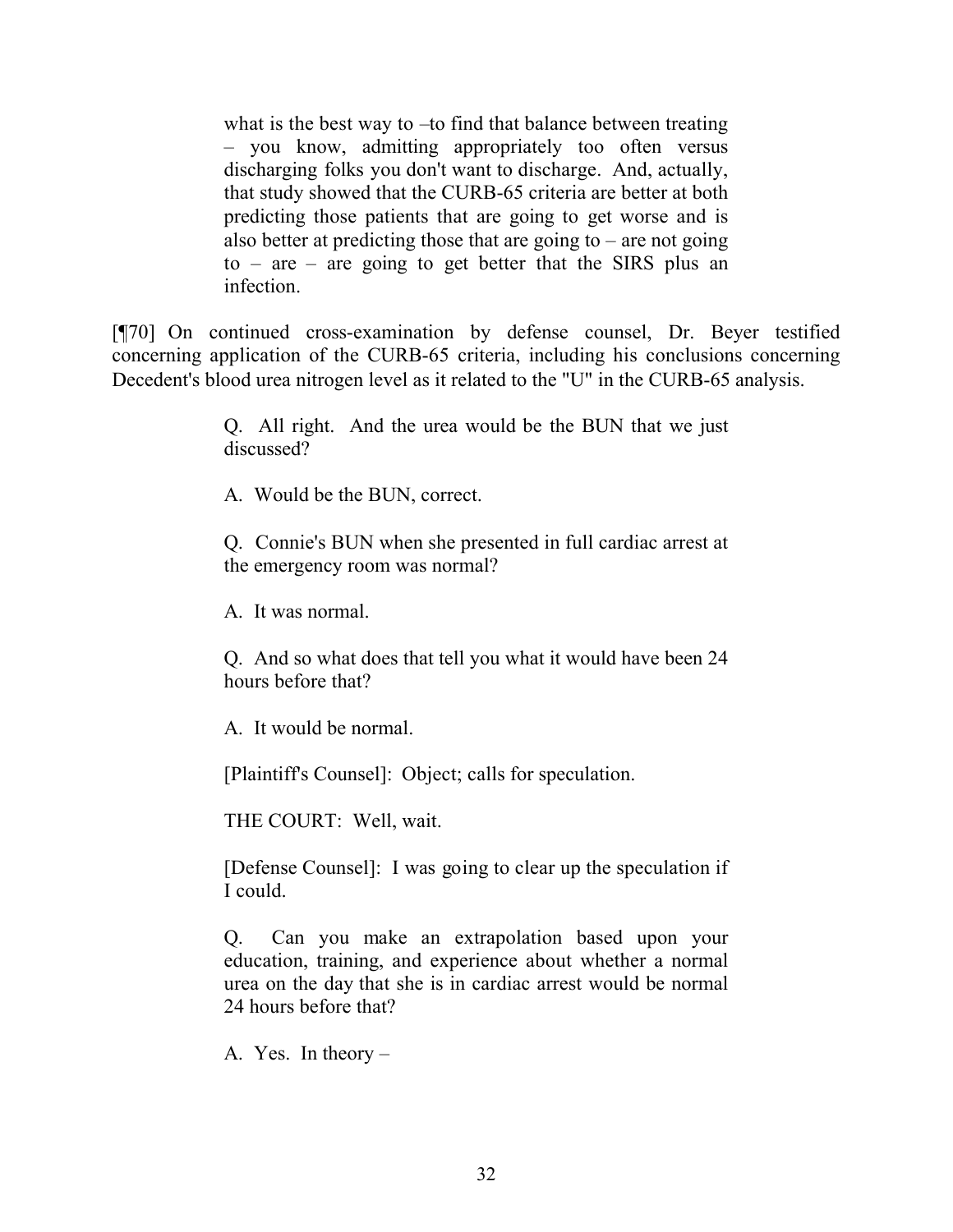> what is the best way to –to find that balance between treating – you know, admitting appropriately too often versus discharging folks you don't want to discharge. And, actually, that study showed that the CURB-65 criteria are better at both predicting those patients that are going to get worse and is also better at predicting those that are going to – are not going to – are – are going to get better that the SIRS plus an infection.

[¶70] On continued cross-examination by defense counsel, Dr. Beyer testified concerning application of the CURB-65 criteria, including his conclusions concerning Decedent's blood urea nitrogen level as it related to the "U" in the CURB-65 analysis.

> Q. All right. And the urea would be the BUN that we just discussed?
>
> A. Would be the BUN, correct.
>
> Q. Connie's BUN when she presented in full cardiac arrest at the emergency room was normal?
>
> A. It was normal.
>
> Q. And so what does that tell you what it would have been 24 hours before that?
>
> A. It would be normal.
>
> [Plaintiff's Counsel]: Object; calls for speculation.
>
> THE COURT: Well, wait.
>
> [Defense Counsel]: I was going to clear up the speculation if I could.
>
> Q. Can you make an extrapolation based upon your education, training, and experience about whether a normal urea on the day that she is in cardiac arrest would be normal 24 hours before that?
>
> A. Yes. In theory –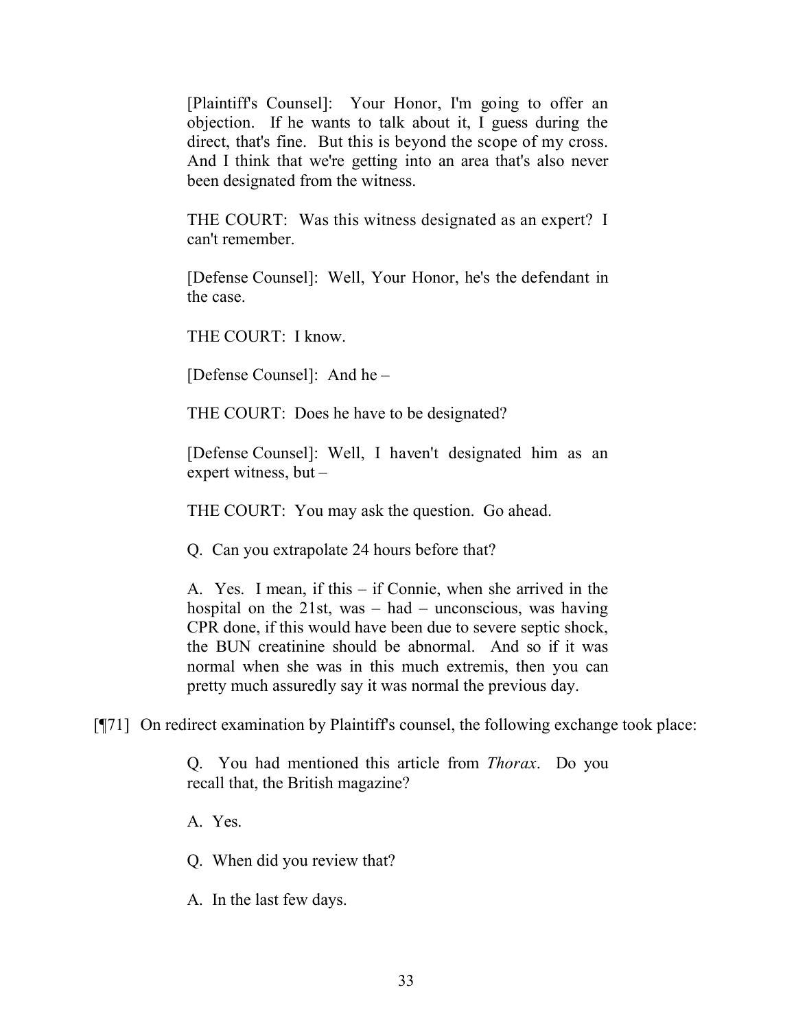> [Plaintiff's Counsel]: Your Honor, I'm going to offer an objection. If he wants to talk about it, I guess during the direct, that's fine. But this is beyond the scope of my cross. And I think that we're getting into an area that's also never been designated from the witness.
>
> THE COURT: Was this witness designated as an expert? I can't remember.
>
> [Defense Counsel]: Well, Your Honor, he's the defendant in the case.
>
> THE COURT: I know.
>
> [Defense Counsel]: And he –
>
> THE COURT: Does he have to be designated?
>
> [Defense Counsel]: Well, I haven't designated him as an expert witness, but –
>
> THE COURT: You may ask the question. Go ahead.
>
> Q. Can you extrapolate 24 hours before that?
>
> A. Yes. I mean, if this – if Connie, when she arrived in the hospital on the 21st, was – had – unconscious, was having CPR done, if this would have been due to severe septic shock, the BUN creatinine should be abnormal. And so if it was normal when she was in this much extremis, then you can pretty much assuredly say it was normal the previous day.

[¶71] On redirect examination by Plaintiff's counsel, the following exchange took place:

> Q. You had mentioned this article from *Thorax*. Do you recall that, the British magazine?
>
> A. Yes.
>
> Q. When did you review that?
>
> A. In the last few days.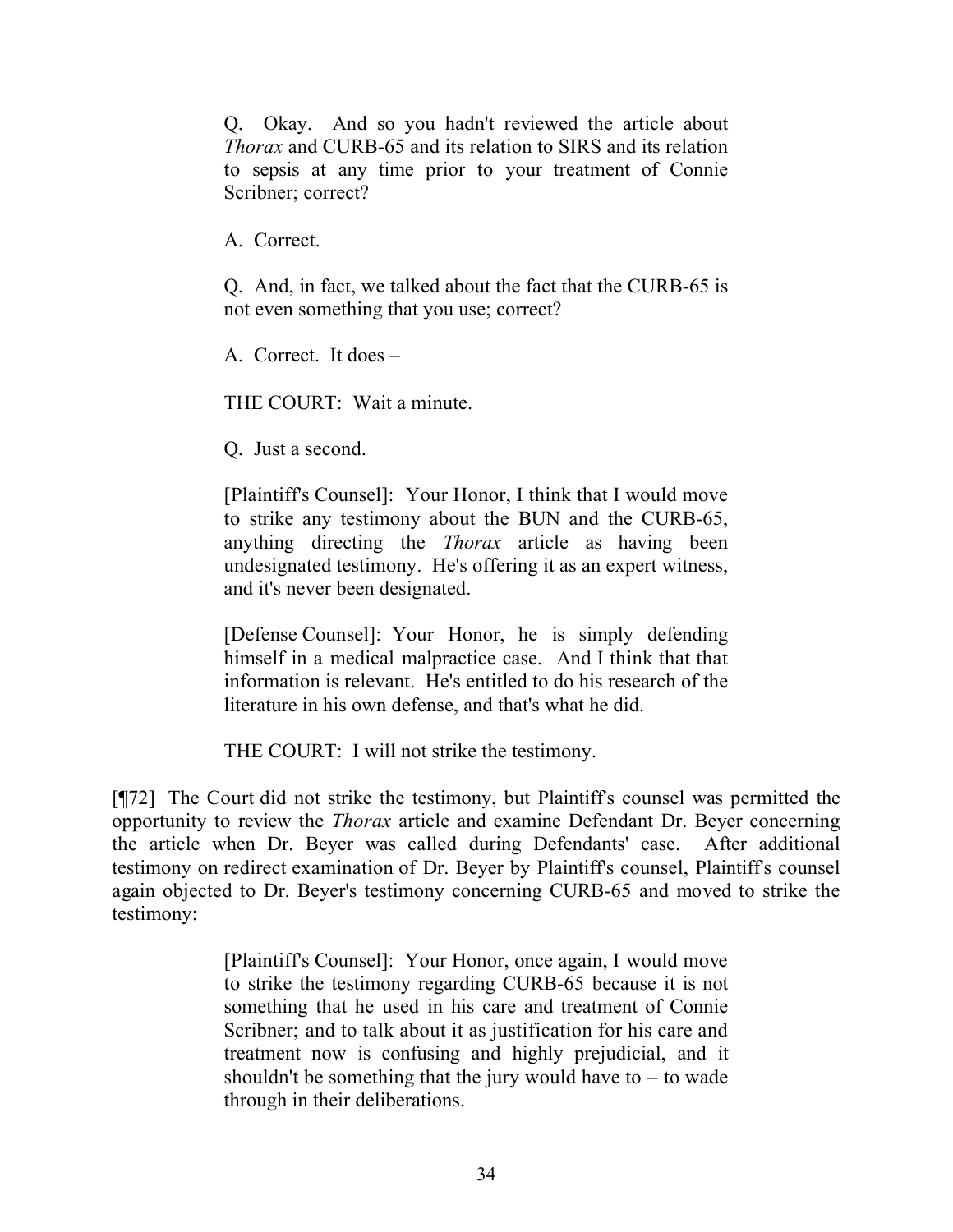> Q. Okay. And so you hadn't reviewed the article about *Thorax* and CURB-65 and its relation to SIRS and its relation to sepsis at any time prior to your treatment of Connie Scribner; correct?
>
> A. Correct.
>
> Q. And, in fact, we talked about the fact that the CURB-65 is not even something that you use; correct?
>
> A. Correct. It does –
>
> THE COURT: Wait a minute.
>
> Q. Just a second.
>
> [Plaintiff's Counsel]: Your Honor, I think that I would move to strike any testimony about the BUN and the CURB-65, anything directing the *Thorax* article as having been undesignated testimony. He's offering it as an expert witness, and it's never been designated.
>
> [Defense Counsel]: Your Honor, he is simply defending himself in a medical malpractice case. And I think that that information is relevant. He's entitled to do his research of the literature in his own defense, and that's what he did.
>
> THE COURT: I will not strike the testimony.

[¶72] The Court did not strike the testimony, but Plaintiff's counsel was permitted the opportunity to review the *Thorax* article and examine Defendant Dr. Beyer concerning the article when Dr. Beyer was called during Defendants' case. After additional testimony on redirect examination of Dr. Beyer by Plaintiff's counsel, Plaintiff's counsel again objected to Dr. Beyer's testimony concerning CURB-65 and moved to strike the testimony:

> [Plaintiff's Counsel]: Your Honor, once again, I would move to strike the testimony regarding CURB-65 because it is not something that he used in his care and treatment of Connie Scribner; and to talk about it as justification for his care and treatment now is confusing and highly prejudicial, and it shouldn't be something that the jury would have to – to wade through in their deliberations.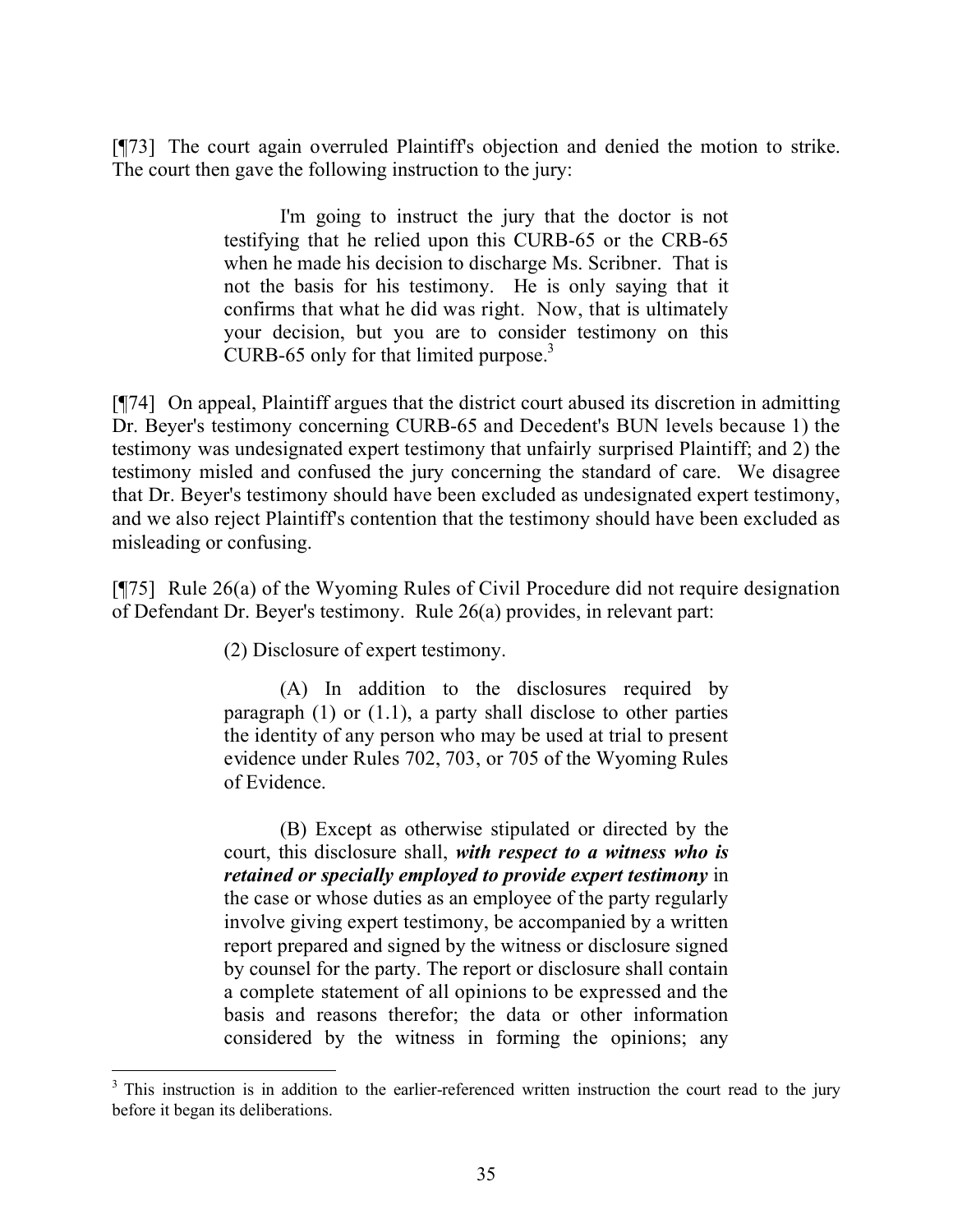[¶73] The court again overruled Plaintiff's objection and denied the motion to strike. The court then gave the following instruction to the jury:

> I'm going to instruct the jury that the doctor is not testifying that he relied upon this CURB-65 or the CRB-65 when he made his decision to discharge Ms. Scribner. That is not the basis for his testimony. He is only saying that it confirms that what he did was right. Now, that is ultimately your decision, but you are to consider testimony on this CURB-65 only for that limited purpose.[3]

[¶74] On appeal, Plaintiff argues that the district court abused its discretion in admitting Dr. Beyer's testimony concerning CURB-65 and Decedent's BUN levels because 1) the testimony was undesignated expert testimony that unfairly surprised Plaintiff; and 2) the testimony misled and confused the jury concerning the standard of care. We disagree that Dr. Beyer's testimony should have been excluded as undesignated expert testimony, and we also reject Plaintiff's contention that the testimony should have been excluded as misleading or confusing.

[¶75] Rule 26(a) of the Wyoming Rules of Civil Procedure did not require designation of Defendant Dr. Beyer's testimony. Rule 26(a) provides, in relevant part:

> (2) Disclosure of expert testimony.
>
> (A) In addition to the disclosures required by paragraph (1) or (1.1), a party shall disclose to other parties the identity of any person who may be used at trial to present evidence under Rules 702, 703, or 705 of the Wyoming Rules of Evidence.
>
> (B) Except as otherwise stipulated or directed by the court, this disclosure shall, ***with respect to a witness who is retained or specially employed to provide expert testimony*** in the case or whose duties as an employee of the party regularly involve giving expert testimony, be accompanied by a written report prepared and signed by the witness or disclosure signed by counsel for the party. The report or disclosure shall contain a complete statement of all opinions to be expressed and the basis and reasons therefor; the data or other information considered by the witness in forming the opinions; any

[3] This instruction is in addition to the earlier-referenced written instruction the court read to the jury before it began its deliberations.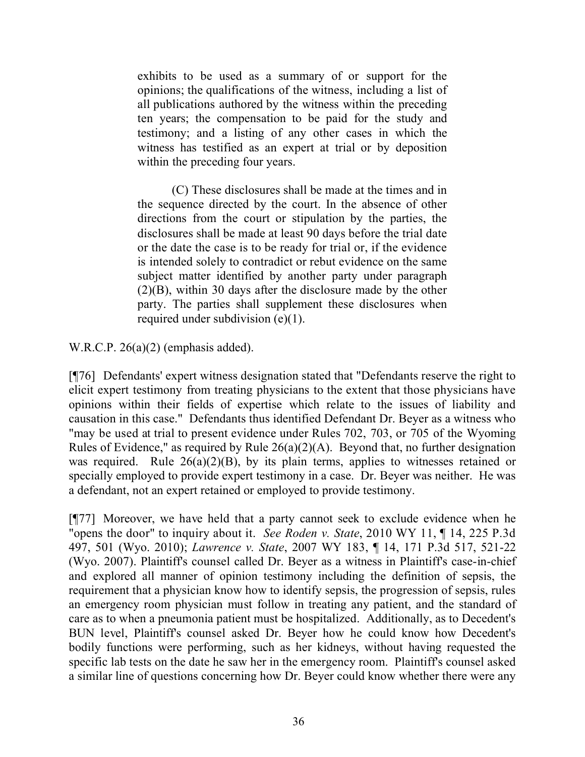> exhibits to be used as a summary of or support for the opinions; the qualifications of the witness, including a list of all publications authored by the witness within the preceding ten years; the compensation to be paid for the study and testimony; and a listing of any other cases in which the witness has testified as an expert at trial or by deposition within the preceding four years.
>
> (C) These disclosures shall be made at the times and in the sequence directed by the court. In the absence of other directions from the court or stipulation by the parties, the disclosures shall be made at least 90 days before the trial date or the date the case is to be ready for trial or, if the evidence is intended solely to contradict or rebut evidence on the same subject matter identified by another party under paragraph (2)(B), within 30 days after the disclosure made by the other party. The parties shall supplement these disclosures when required under subdivision (e)(1).

W.R.C.P. 26(a)(2) (emphasis added).

[¶76] Defendants' expert witness designation stated that "Defendants reserve the right to elicit expert testimony from treating physicians to the extent that those physicians have opinions within their fields of expertise which relate to the issues of liability and causation in this case." Defendants thus identified Defendant Dr. Beyer as a witness who "may be used at trial to present evidence under Rules 702, 703, or 705 of the Wyoming Rules of Evidence," as required by Rule 26(a)(2)(A). Beyond that, no further designation was required. Rule 26(a)(2)(B), by its plain terms, applies to witnesses retained or specially employed to provide expert testimony in a case. Dr. Beyer was neither. He was a defendant, not an expert retained or employed to provide testimony.

[¶77] Moreover, we have held that a party cannot seek to exclude evidence when he "opens the door" to inquiry about it. *See Roden v. State*, 2010 WY 11, ¶ 14, 225 P.3d 497, 501 (Wyo. 2010); *Lawrence v. State*, 2007 WY 183, ¶ 14, 171 P.3d 517, 521-22 (Wyo. 2007). Plaintiff's counsel called Dr. Beyer as a witness in Plaintiff's case-in-chief and explored all manner of opinion testimony including the definition of sepsis, the requirement that a physician know how to identify sepsis, the progression of sepsis, rules an emergency room physician must follow in treating any patient, and the standard of care as to when a pneumonia patient must be hospitalized. Additionally, as to Decedent's BUN level, Plaintiff's counsel asked Dr. Beyer how he could know how Decedent's bodily functions were performing, such as her kidneys, without having requested the specific lab tests on the date he saw her in the emergency room. Plaintiff's counsel asked a similar line of questions concerning how Dr. Beyer could know whether there were any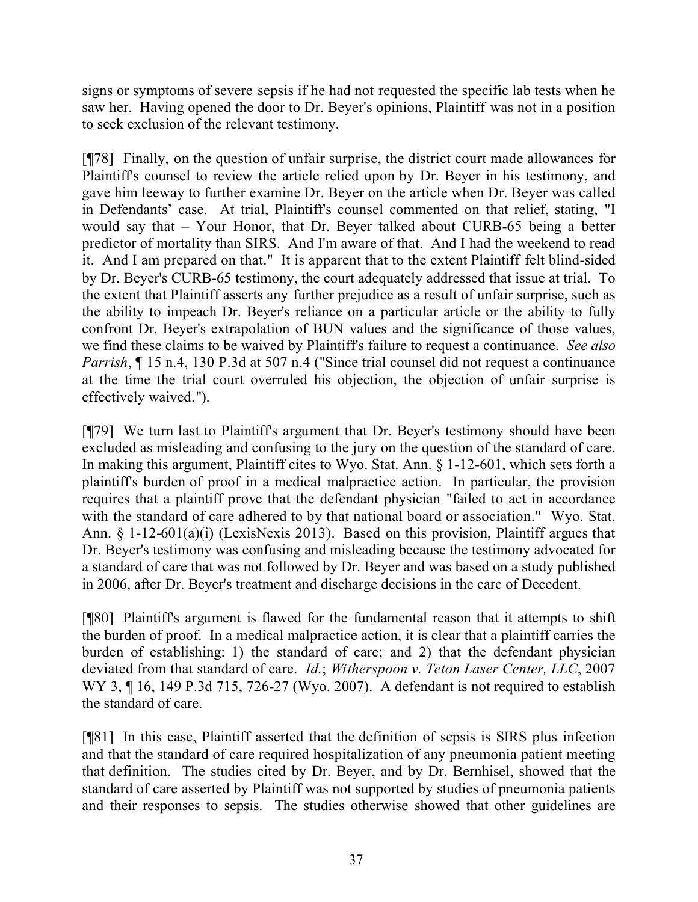signs or symptoms of severe sepsis if he had not requested the specific lab tests when he saw her. Having opened the door to Dr. Beyer's opinions, Plaintiff was not in a position to seek exclusion of the relevant testimony.

[¶78] Finally, on the question of unfair surprise, the district court made allowances for Plaintiff's counsel to review the article relied upon by Dr. Beyer in his testimony, and gave him leeway to further examine Dr. Beyer on the article when Dr. Beyer was called in Defendants' case. At trial, Plaintiff's counsel commented on that relief, stating, "I would say that – Your Honor, that Dr. Beyer talked about CURB-65 being a better predictor of mortality than SIRS. And I'm aware of that. And I had the weekend to read it. And I am prepared on that." It is apparent that to the extent Plaintiff felt blind-sided by Dr. Beyer's CURB-65 testimony, the court adequately addressed that issue at trial. To the extent that Plaintiff asserts any further prejudice as a result of unfair surprise, such as the ability to impeach Dr. Beyer's reliance on a particular article or the ability to fully confront Dr. Beyer's extrapolation of BUN values and the significance of those values, we find these claims to be waived by Plaintiff's failure to request a continuance. *See also Parrish*, ¶ 15 n.4, 130 P.3d at 507 n.4 ("Since trial counsel did not request a continuance at the time the trial court overruled his objection, the objection of unfair surprise is effectively waived.").

[¶79] We turn last to Plaintiff's argument that Dr. Beyer's testimony should have been excluded as misleading and confusing to the jury on the question of the standard of care. In making this argument, Plaintiff cites to Wyo. Stat. Ann. § 1-12-601, which sets forth a plaintiff's burden of proof in a medical malpractice action. In particular, the provision requires that a plaintiff prove that the defendant physician "failed to act in accordance with the standard of care adhered to by that national board or association." Wyo. Stat. Ann. § 1-12-601(a)(i) (LexisNexis 2013). Based on this provision, Plaintiff argues that Dr. Beyer's testimony was confusing and misleading because the testimony advocated for a standard of care that was not followed by Dr. Beyer and was based on a study published in 2006, after Dr. Beyer's treatment and discharge decisions in the care of Decedent.

[¶80] Plaintiff's argument is flawed for the fundamental reason that it attempts to shift the burden of proof. In a medical malpractice action, it is clear that a plaintiff carries the burden of establishing: 1) the standard of care; and 2) that the defendant physician deviated from that standard of care. *Id.*; *Witherspoon v. Teton Laser Center, LLC*, 2007 WY 3, ¶ 16, 149 P.3d 715, 726-27 (Wyo. 2007). A defendant is not required to establish the standard of care.

[¶81] In this case, Plaintiff asserted that the definition of sepsis is SIRS plus infection and that the standard of care required hospitalization of any pneumonia patient meeting that definition. The studies cited by Dr. Beyer, and by Dr. Bernhisel, showed that the standard of care asserted by Plaintiff was not supported by studies of pneumonia patients and their responses to sepsis. The studies otherwise showed that other guidelines are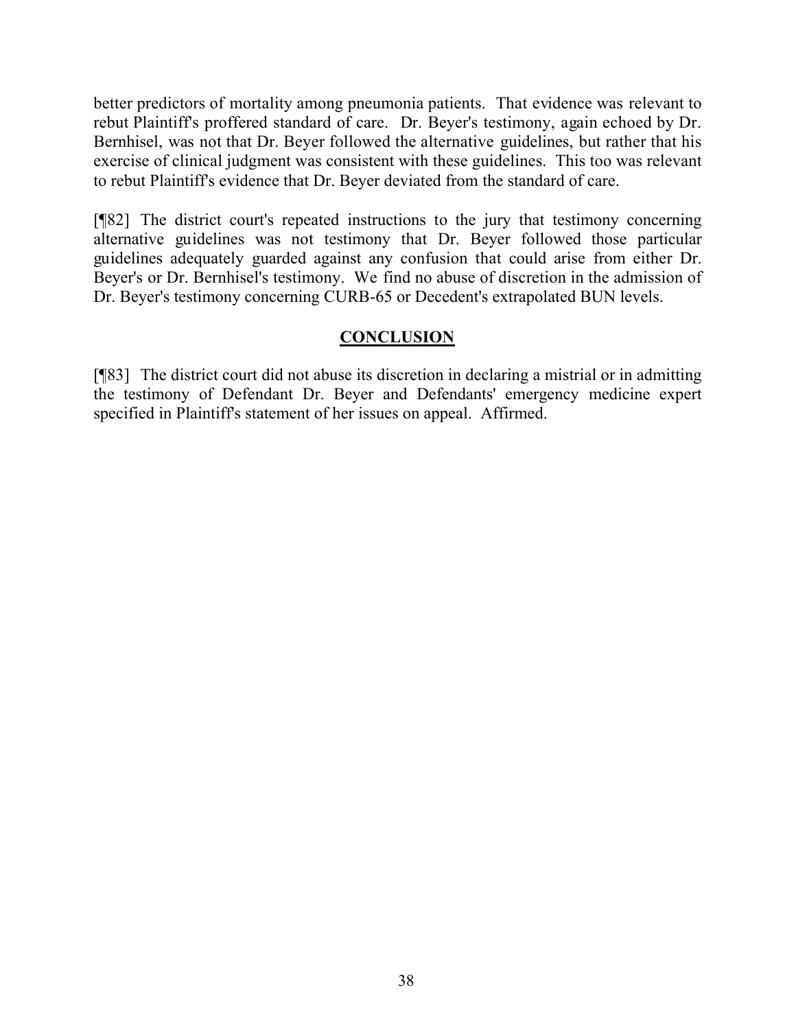better predictors of mortality among pneumonia patients. That evidence was relevant to rebut Plaintiff's proffered standard of care. Dr. Beyer's testimony, again echoed by Dr. Bernhisel, was not that Dr. Beyer followed the alternative guidelines, but rather that his exercise of clinical judgment was consistent with these guidelines. This too was relevant to rebut Plaintiff's evidence that Dr. Beyer deviated from the standard of care.

[¶82] The district court's repeated instructions to the jury that testimony concerning alternative guidelines was not testimony that Dr. Beyer followed those particular guidelines adequately guarded against any confusion that could arise from either Dr. Beyer's or Dr. Bernhisel's testimony. We find no abuse of discretion in the admission of Dr. Beyer's testimony concerning CURB-65 or Decedent's extrapolated BUN levels.

## CONCLUSION

[¶83] The district court did not abuse its discretion in declaring a mistrial or in admitting the testimony of Defendant Dr. Beyer and Defendants' emergency medicine expert specified in Plaintiff's statement of her issues on appeal. Affirmed.